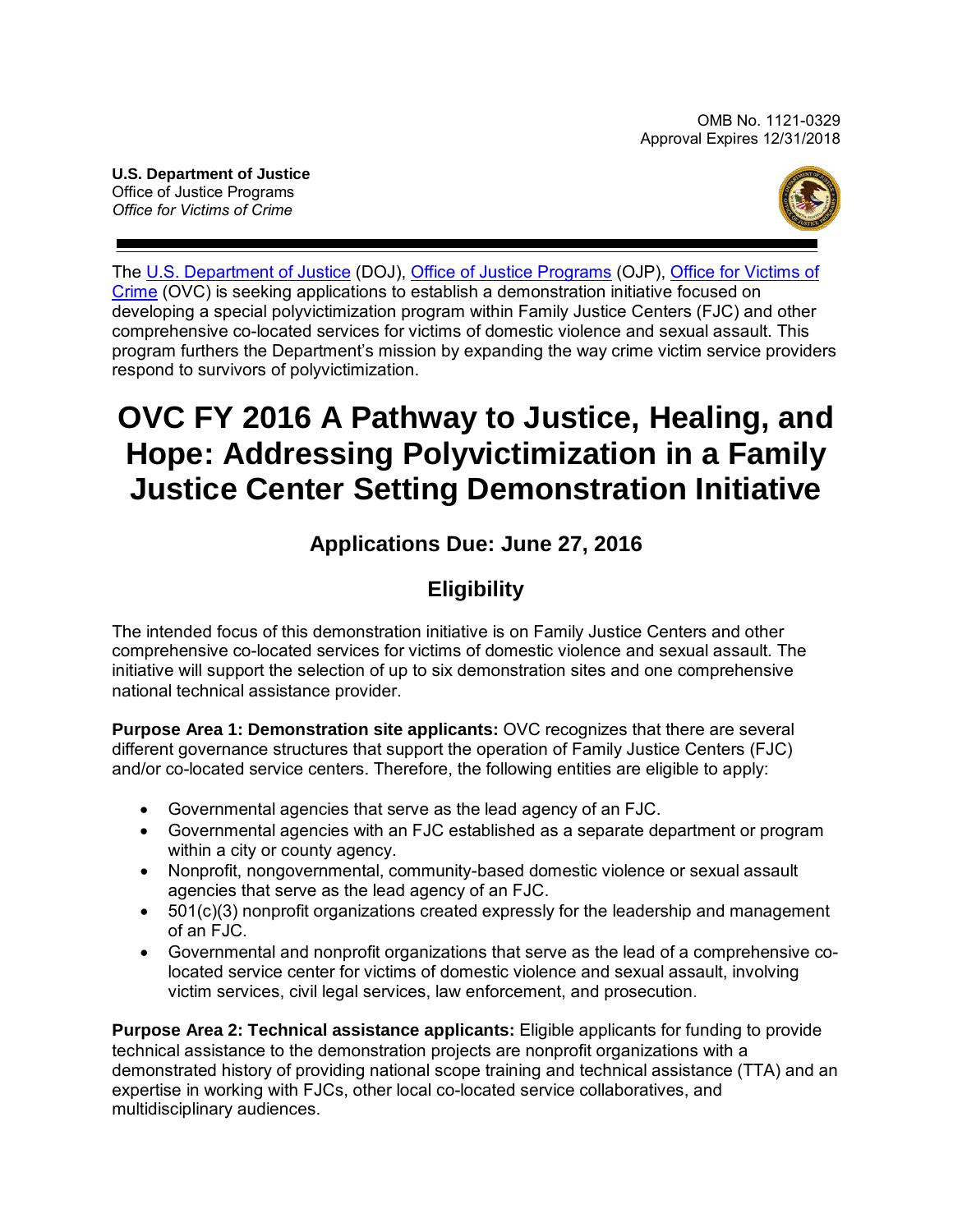OMB No. 1121-0329
Approval Expires 12/31/2018

**U.S. Department of Justice**
Office of Justice Programs
*Office for Victims of Crime*

The U.S. Department of Justice (DOJ), Office of Justice Programs (OJP), Office for Victims of Crime (OVC) is seeking applications to establish a demonstration initiative focused on developing a special polyvictimization program within Family Justice Centers (FJC) and other comprehensive co-located services for victims of domestic violence and sexual assault. This program furthers the Department's mission by expanding the way crime victim service providers respond to survivors of polyvictimization.

# OVC FY 2016 A Pathway to Justice, Healing, and Hope: Addressing Polyvictimization in a Family Justice Center Setting Demonstration Initiative

## Applications Due: June 27, 2016

## Eligibility

The intended focus of this demonstration initiative is on Family Justice Centers and other comprehensive co-located services for victims of domestic violence and sexual assault. The initiative will support the selection of up to six demonstration sites and one comprehensive national technical assistance provider.

**Purpose Area 1: Demonstration site applicants:** OVC recognizes that there are several different governance structures that support the operation of Family Justice Centers (FJC) and/or co-located service centers. Therefore, the following entities are eligible to apply:

- Governmental agencies that serve as the lead agency of an FJC.
- Governmental agencies with an FJC established as a separate department or program within a city or county agency.
- Nonprofit, nongovernmental, community-based domestic violence or sexual assault agencies that serve as the lead agency of an FJC.
- 501(c)(3) nonprofit organizations created expressly for the leadership and management of an FJC.
- Governmental and nonprofit organizations that serve as the lead of a comprehensive co-located service center for victims of domestic violence and sexual assault, involving victim services, civil legal services, law enforcement, and prosecution.

**Purpose Area 2: Technical assistance applicants:** Eligible applicants for funding to provide technical assistance to the demonstration projects are nonprofit organizations with a demonstrated history of providing national scope training and technical assistance (TTA) and an expertise in working with FJCs, other local co-located service collaboratives, and multidisciplinary audiences.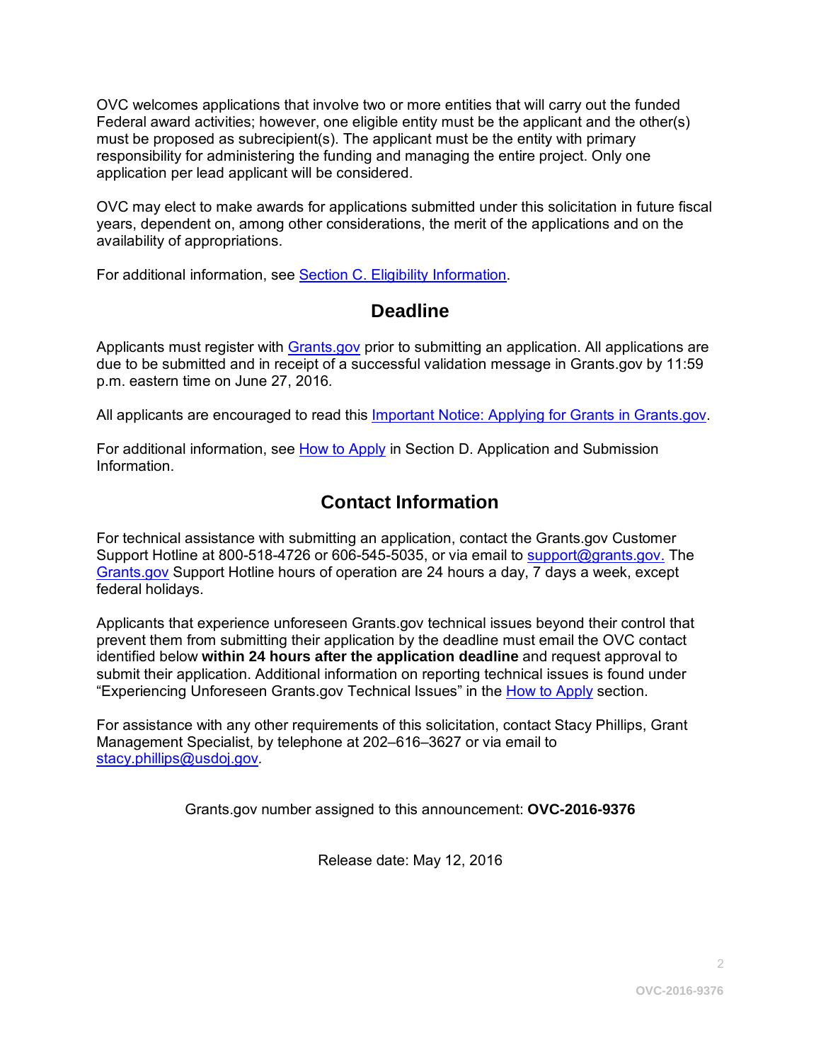OVC welcomes applications that involve two or more entities that will carry out the funded Federal award activities; however, one eligible entity must be the applicant and the other(s) must be proposed as subrecipient(s). The applicant must be the entity with primary responsibility for administering the funding and managing the entire project. Only one application per lead applicant will be considered.

OVC may elect to make awards for applications submitted under this solicitation in future fiscal years, dependent on, among other considerations, the merit of the applications and on the availability of appropriations.

For additional information, see Section C. Eligibility Information.

## Deadline

Applicants must register with Grants.gov prior to submitting an application. All applications are due to be submitted and in receipt of a successful validation message in Grants.gov by 11:59 p.m. eastern time on June 27, 2016*.*

All applicants are encouraged to read this Important Notice: Applying for Grants in Grants.gov.

For additional information, see How to Apply in Section D. Application and Submission Information.

## Contact Information

For technical assistance with submitting an application, contact the Grants.gov Customer Support Hotline at 800-518-4726 or 606-545-5035, or via email to support@grants.gov. The Grants.gov Support Hotline hours of operation are 24 hours a day, 7 days a week, except federal holidays.

Applicants that experience unforeseen Grants.gov technical issues beyond their control that prevent them from submitting their application by the deadline must email the OVC contact identified below **within 24 hours after the application deadline** and request approval to submit their application. Additional information on reporting technical issues is found under "Experiencing Unforeseen Grants.gov Technical Issues" in the How to Apply section.

For assistance with any other requirements of this solicitation, contact Stacy Phillips, Grant Management Specialist, by telephone at 202–616–3627 or via email to stacy.phillips@usdoj.gov*.*

Grants.gov number assigned to this announcement: **OVC-2016-9376**

Release date: May 12, 2016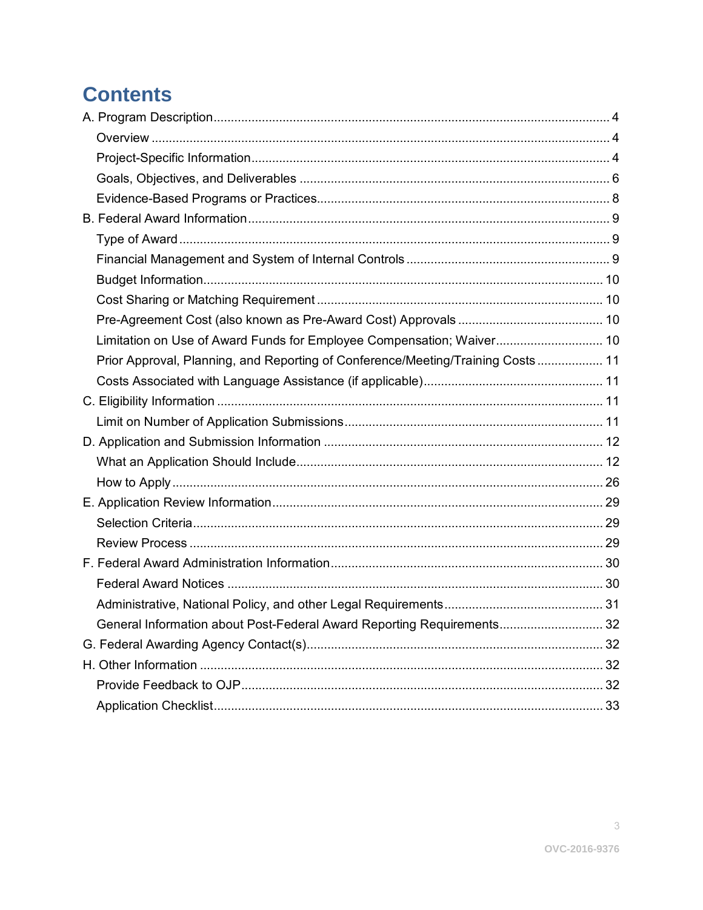# Contents

A. Program Description .......... 4
- Overview .......... 4
- Project-Specific Information .......... 4
- Goals, Objectives, and Deliverables .......... 6
- Evidence-Based Programs or Practices .......... 8

B. Federal Award Information .......... 9
- Type of Award .......... 9
- Financial Management and System of Internal Controls .......... 9
- Budget Information .......... 10
- Cost Sharing or Matching Requirement .......... 10
- Pre-Agreement Cost (also known as Pre-Award Cost) Approvals .......... 10
- Limitation on Use of Award Funds for Employee Compensation; Waiver .......... 10
- Prior Approval, Planning, and Reporting of Conference/Meeting/Training Costs .......... 11
- Costs Associated with Language Assistance (if applicable) .......... 11

C. Eligibility Information .......... 11
- Limit on Number of Application Submissions .......... 11

D. Application and Submission Information .......... 12
- What an Application Should Include .......... 12
- How to Apply .......... 26

E. Application Review Information .......... 29
- Selection Criteria .......... 29
- Review Process .......... 29

F. Federal Award Administration Information .......... 30
- Federal Award Notices .......... 30
- Administrative, National Policy, and other Legal Requirements .......... 31
- General Information about Post-Federal Award Reporting Requirements .......... 32

G. Federal Awarding Agency Contact(s) .......... 32

H. Other Information .......... 32
- Provide Feedback to OJP .......... 32
- Application Checklist .......... 33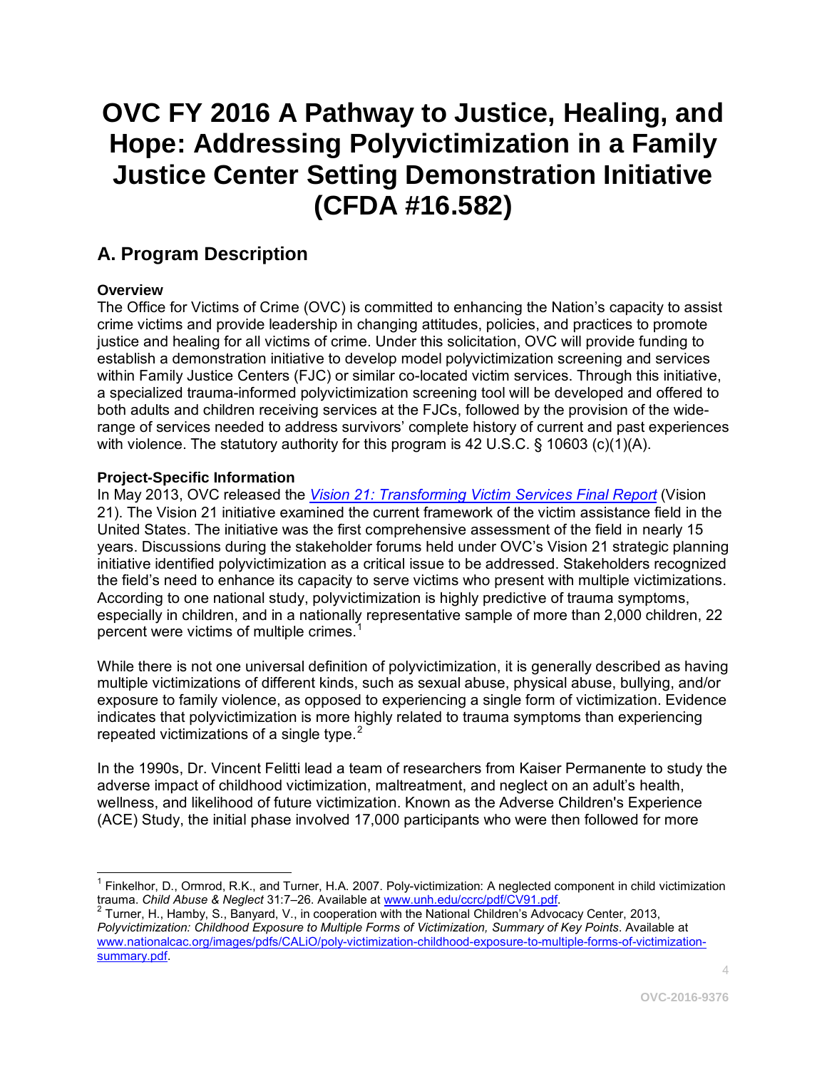# OVC FY 2016 A Pathway to Justice, Healing, and Hope: Addressing Polyvictimization in a Family Justice Center Setting Demonstration Initiative (CFDA #16.582)

## A. Program Description

**Overview**

The Office for Victims of Crime (OVC) is committed to enhancing the Nation's capacity to assist crime victims and provide leadership in changing attitudes, policies, and practices to promote justice and healing for all victims of crime. Under this solicitation, OVC will provide funding to establish a demonstration initiative to develop model polyvictimization screening and services within Family Justice Centers (FJC) or similar co-located victim services. Through this initiative, a specialized trauma-informed polyvictimization screening tool will be developed and offered to both adults and children receiving services at the FJCs, followed by the provision of the wide-range of services needed to address survivors' complete history of current and past experiences with violence. The statutory authority for this program is 42 U.S.C. § 10603 (c)(1)(A).

**Project-Specific Information**

In May 2013, OVC released the *Vision 21: Transforming Victim Services Final Report* (Vision 21). The Vision 21 initiative examined the current framework of the victim assistance field in the United States. The initiative was the first comprehensive assessment of the field in nearly 15 years. Discussions during the stakeholder forums held under OVC's Vision 21 strategic planning initiative identified polyvictimization as a critical issue to be addressed. Stakeholders recognized the field's need to enhance its capacity to serve victims who present with multiple victimizations. According to one national study, polyvictimization is highly predictive of trauma symptoms, especially in children, and in a nationally representative sample of more than 2,000 children, 22 percent were victims of multiple crimes.[1]

While there is not one universal definition of polyvictimization, it is generally described as having multiple victimizations of different kinds, such as sexual abuse, physical abuse, bullying, and/or exposure to family violence, as opposed to experiencing a single form of victimization. Evidence indicates that polyvictimization is more highly related to trauma symptoms than experiencing repeated victimizations of a single type.[2]

In the 1990s, Dr. Vincent Felitti lead a team of researchers from Kaiser Permanente to study the adverse impact of childhood victimization, maltreatment, and neglect on an adult's health, wellness, and likelihood of future victimization. Known as the Adverse Children's Experience (ACE) Study, the initial phase involved 17,000 participants who were then followed for more

---

[1] Finkelhor, D., Ormrod, R.K., and Turner, H.A. 2007. Poly-victimization: A neglected component in child victimization trauma. *Child Abuse & Neglect* 31:7–26. Available at www.unh.edu/ccrc/pdf/CV91.pdf.

[2] Turner, H., Hamby, S., Banyard, V., in cooperation with the National Children's Advocacy Center, 2013, *Polyvictimization: Childhood Exposure to Multiple Forms of Victimization, Summary of Key Points*. Available at www.nationalcac.org/images/pdfs/CALiO/poly-victimization-childhood-exposure-to-multiple-forms-of-victimization-summary.pdf.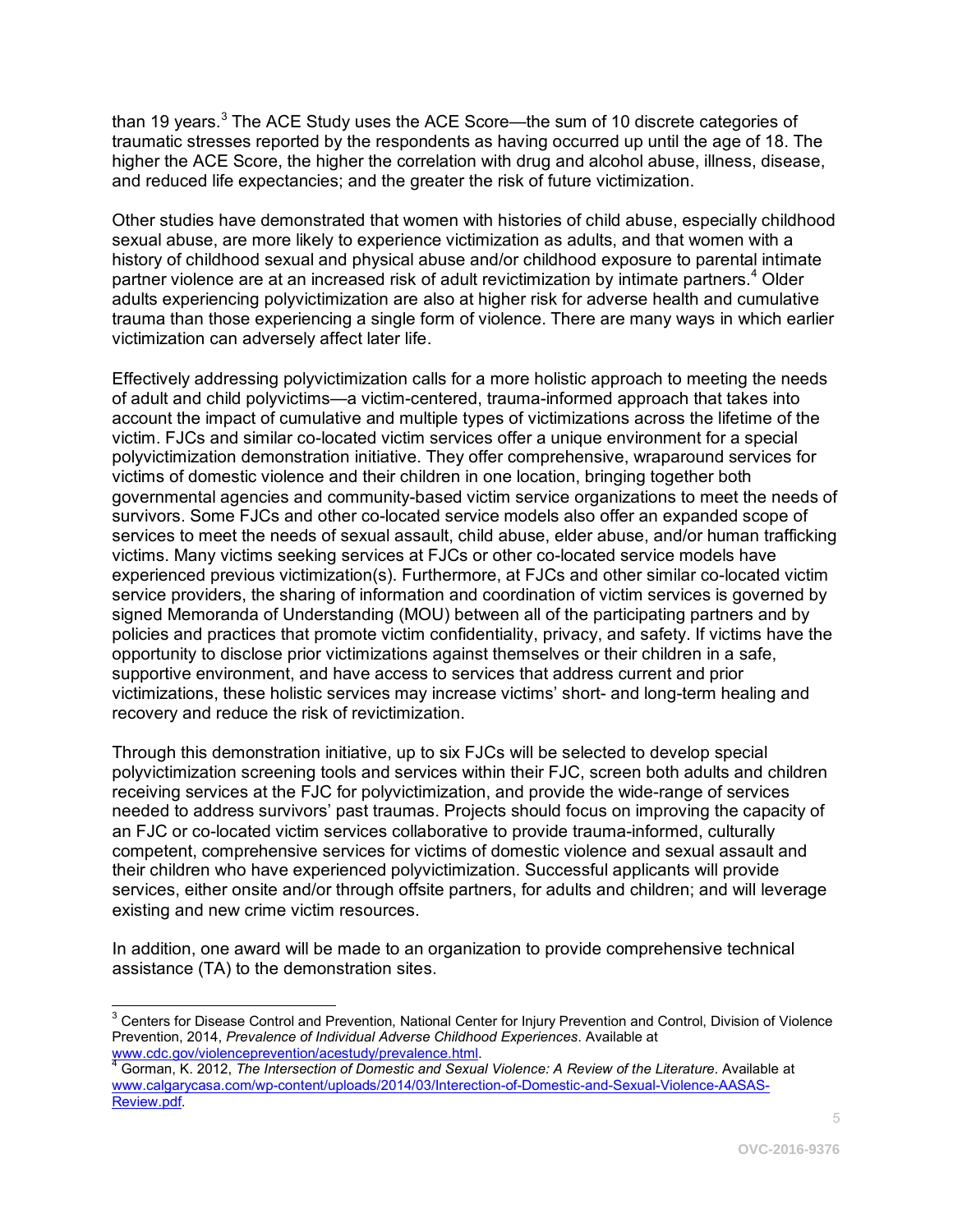than 19 years.[3] The ACE Study uses the ACE Score—the sum of 10 discrete categories of traumatic stresses reported by the respondents as having occurred up until the age of 18. The higher the ACE Score, the higher the correlation with drug and alcohol abuse, illness, disease, and reduced life expectancies; and the greater the risk of future victimization.

Other studies have demonstrated that women with histories of child abuse, especially childhood sexual abuse, are more likely to experience victimization as adults, and that women with a history of childhood sexual and physical abuse and/or childhood exposure to parental intimate partner violence are at an increased risk of adult revictimization by intimate partners.[4] Older adults experiencing polyvictimization are also at higher risk for adverse health and cumulative trauma than those experiencing a single form of violence. There are many ways in which earlier victimization can adversely affect later life.

Effectively addressing polyvictimization calls for a more holistic approach to meeting the needs of adult and child polyvictims—a victim-centered, trauma-informed approach that takes into account the impact of cumulative and multiple types of victimizations across the lifetime of the victim. FJCs and similar co-located victim services offer a unique environment for a special polyvictimization demonstration initiative. They offer comprehensive, wraparound services for victims of domestic violence and their children in one location, bringing together both governmental agencies and community-based victim service organizations to meet the needs of survivors. Some FJCs and other co-located service models also offer an expanded scope of services to meet the needs of sexual assault, child abuse, elder abuse, and/or human trafficking victims. Many victims seeking services at FJCs or other co-located service models have experienced previous victimization(s). Furthermore, at FJCs and other similar co-located victim service providers, the sharing of information and coordination of victim services is governed by signed Memoranda of Understanding (MOU) between all of the participating partners and by policies and practices that promote victim confidentiality, privacy, and safety. If victims have the opportunity to disclose prior victimizations against themselves or their children in a safe, supportive environment, and have access to services that address current and prior victimizations, these holistic services may increase victims' short- and long-term healing and recovery and reduce the risk of revictimization.

Through this demonstration initiative, up to six FJCs will be selected to develop special polyvictimization screening tools and services within their FJC, screen both adults and children receiving services at the FJC for polyvictimization, and provide the wide-range of services needed to address survivors' past traumas. Projects should focus on improving the capacity of an FJC or co-located victim services collaborative to provide trauma-informed, culturally competent, comprehensive services for victims of domestic violence and sexual assault and their children who have experienced polyvictimization. Successful applicants will provide services, either onsite and/or through offsite partners, for adults and children; and will leverage existing and new crime victim resources.

In addition, one award will be made to an organization to provide comprehensive technical assistance (TA) to the demonstration sites.

---

[3] Centers for Disease Control and Prevention, National Center for Injury Prevention and Control, Division of Violence Prevention, 2014, *Prevalence of Individual Adverse Childhood Experiences*. Available at www.cdc.gov/violenceprevention/acestudy/prevalence.html.

[4] Gorman, K. 2012, *The Intersection of Domestic and Sexual Violence: A Review of the Literature*. Available at www.calgarycasa.com/wp-content/uploads/2014/03/Interection-of-Domestic-and-Sexual-Violence-AASAS-Review.pdf.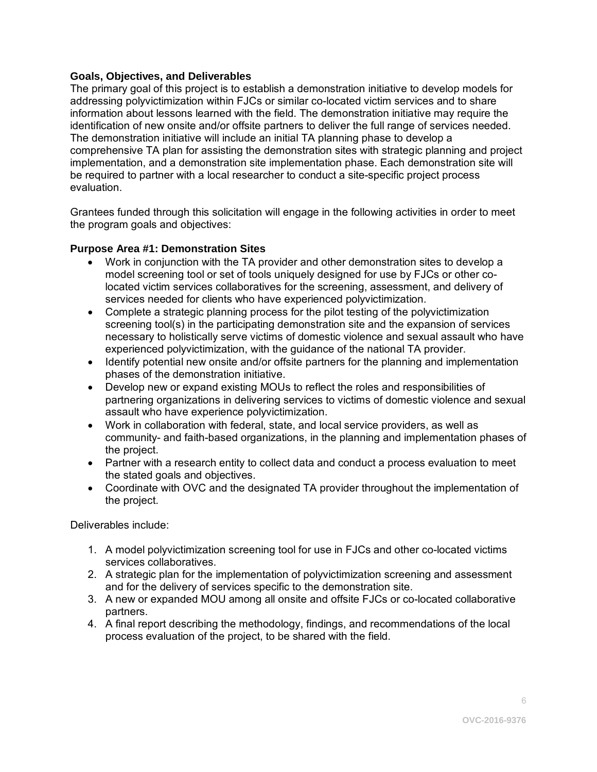**Goals, Objectives, and Deliverables**

The primary goal of this project is to establish a demonstration initiative to develop models for addressing polyvictimization within FJCs or similar co-located victim services and to share information about lessons learned with the field. The demonstration initiative may require the identification of new onsite and/or offsite partners to deliver the full range of services needed. The demonstration initiative will include an initial TA planning phase to develop a comprehensive TA plan for assisting the demonstration sites with strategic planning and project implementation, and a demonstration site implementation phase. Each demonstration site will be required to partner with a local researcher to conduct a site-specific project process evaluation.

Grantees funded through this solicitation will engage in the following activities in order to meet the program goals and objectives:

**Purpose Area #1: Demonstration Sites**

- Work in conjunction with the TA provider and other demonstration sites to develop a model screening tool or set of tools uniquely designed for use by FJCs or other co-located victim services collaboratives for the screening, assessment, and delivery of services needed for clients who have experienced polyvictimization.
- Complete a strategic planning process for the pilot testing of the polyvictimization screening tool(s) in the participating demonstration site and the expansion of services necessary to holistically serve victims of domestic violence and sexual assault who have experienced polyvictimization, with the guidance of the national TA provider.
- Identify potential new onsite and/or offsite partners for the planning and implementation phases of the demonstration initiative.
- Develop new or expand existing MOUs to reflect the roles and responsibilities of partnering organizations in delivering services to victims of domestic violence and sexual assault who have experience polyvictimization.
- Work in collaboration with federal, state, and local service providers, as well as community- and faith-based organizations, in the planning and implementation phases of the project.
- Partner with a research entity to collect data and conduct a process evaluation to meet the stated goals and objectives.
- Coordinate with OVC and the designated TA provider throughout the implementation of the project.

Deliverables include:

1. A model polyvictimization screening tool for use in FJCs and other co-located victims services collaboratives.
2. A strategic plan for the implementation of polyvictimization screening and assessment and for the delivery of services specific to the demonstration site.
3. A new or expanded MOU among all onsite and offsite FJCs or co-located collaborative partners.
4. A final report describing the methodology, findings, and recommendations of the local process evaluation of the project, to be shared with the field.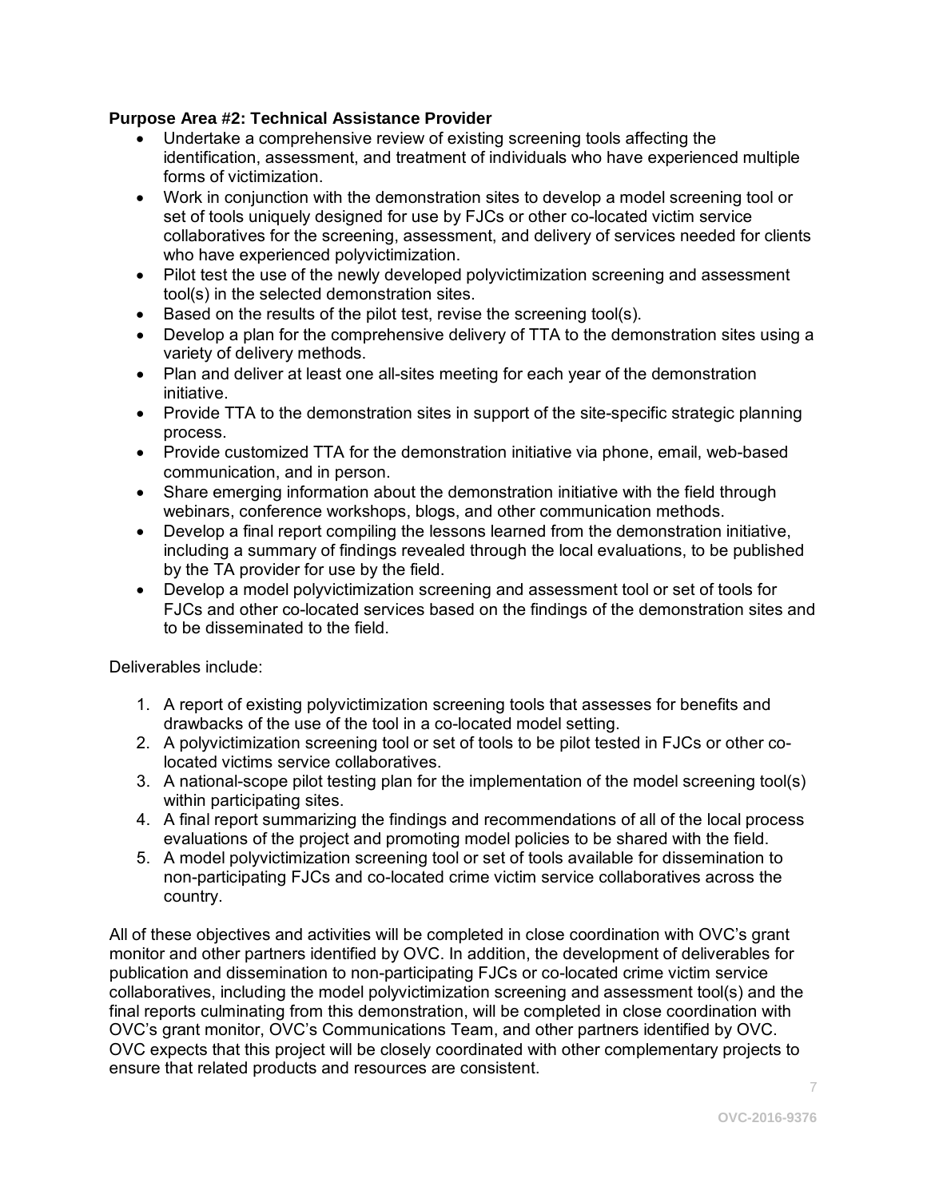**Purpose Area #2: Technical Assistance Provider**

- Undertake a comprehensive review of existing screening tools affecting the identification, assessment, and treatment of individuals who have experienced multiple forms of victimization.
- Work in conjunction with the demonstration sites to develop a model screening tool or set of tools uniquely designed for use by FJCs or other co-located victim service collaboratives for the screening, assessment, and delivery of services needed for clients who have experienced polyvictimization.
- Pilot test the use of the newly developed polyvictimization screening and assessment tool(s) in the selected demonstration sites.
- Based on the results of the pilot test, revise the screening tool(s).
- Develop a plan for the comprehensive delivery of TTA to the demonstration sites using a variety of delivery methods.
- Plan and deliver at least one all-sites meeting for each year of the demonstration initiative.
- Provide TTA to the demonstration sites in support of the site-specific strategic planning process.
- Provide customized TTA for the demonstration initiative via phone, email, web-based communication, and in person.
- Share emerging information about the demonstration initiative with the field through webinars, conference workshops, blogs, and other communication methods.
- Develop a final report compiling the lessons learned from the demonstration initiative, including a summary of findings revealed through the local evaluations, to be published by the TA provider for use by the field.
- Develop a model polyvictimization screening and assessment tool or set of tools for FJCs and other co-located services based on the findings of the demonstration sites and to be disseminated to the field.

Deliverables include:

1. A report of existing polyvictimization screening tools that assesses for benefits and drawbacks of the use of the tool in a co-located model setting.
2. A polyvictimization screening tool or set of tools to be pilot tested in FJCs or other co-located victims service collaboratives.
3. A national-scope pilot testing plan for the implementation of the model screening tool(s) within participating sites.
4. A final report summarizing the findings and recommendations of all of the local process evaluations of the project and promoting model policies to be shared with the field.
5. A model polyvictimization screening tool or set of tools available for dissemination to non-participating FJCs and co-located crime victim service collaboratives across the country.

All of these objectives and activities will be completed in close coordination with OVC's grant monitor and other partners identified by OVC. In addition, the development of deliverables for publication and dissemination to non-participating FJCs or co-located crime victim service collaboratives, including the model polyvictimization screening and assessment tool(s) and the final reports culminating from this demonstration, will be completed in close coordination with OVC's grant monitor, OVC's Communications Team, and other partners identified by OVC. OVC expects that this project will be closely coordinated with other complementary projects to ensure that related products and resources are consistent.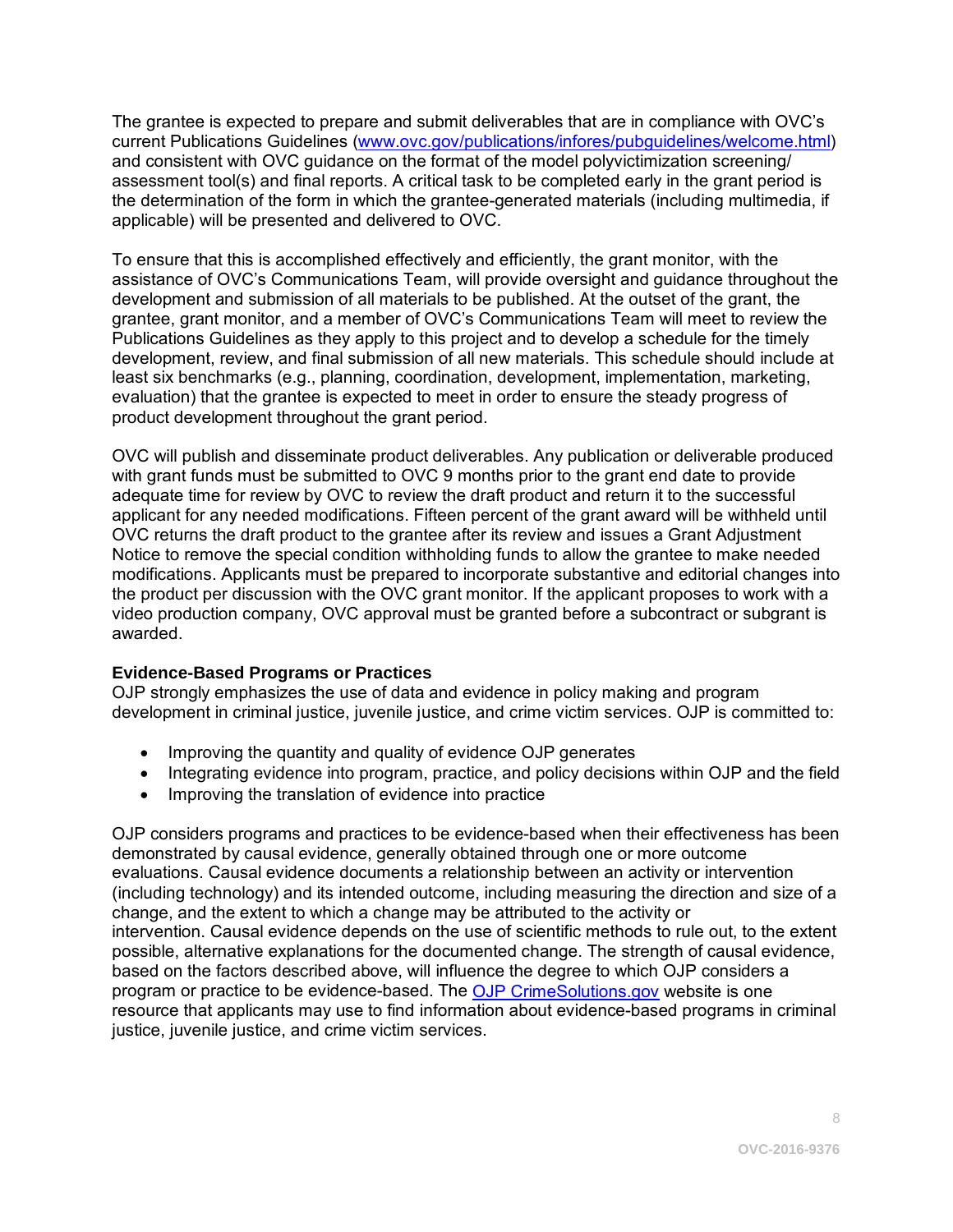The grantee is expected to prepare and submit deliverables that are in compliance with OVC's current Publications Guidelines ([www.ovc.gov/publications/infores/pubguidelines/welcome.html](www.ovc.gov/publications/infores/pubguidelines/welcome.html)) and consistent with OVC guidance on the format of the model polyvictimization screening/assessment tool(s) and final reports. A critical task to be completed early in the grant period is the determination of the form in which the grantee-generated materials (including multimedia, if applicable) will be presented and delivered to OVC.

To ensure that this is accomplished effectively and efficiently, the grant monitor, with the assistance of OVC's Communications Team, will provide oversight and guidance throughout the development and submission of all materials to be published. At the outset of the grant, the grantee, grant monitor, and a member of OVC's Communications Team will meet to review the Publications Guidelines as they apply to this project and to develop a schedule for the timely development, review, and final submission of all new materials. This schedule should include at least six benchmarks (e.g., planning, coordination, development, implementation, marketing, evaluation) that the grantee is expected to meet in order to ensure the steady progress of product development throughout the grant period.

OVC will publish and disseminate product deliverables. Any publication or deliverable produced with grant funds must be submitted to OVC 9 months prior to the grant end date to provide adequate time for review by OVC to review the draft product and return it to the successful applicant for any needed modifications. Fifteen percent of the grant award will be withheld until OVC returns the draft product to the grantee after its review and issues a Grant Adjustment Notice to remove the special condition withholding funds to allow the grantee to make needed modifications. Applicants must be prepared to incorporate substantive and editorial changes into the product per discussion with the OVC grant monitor. If the applicant proposes to work with a video production company, OVC approval must be granted before a subcontract or subgrant is awarded.

**Evidence-Based Programs or Practices**

OJP strongly emphasizes the use of data and evidence in policy making and program development in criminal justice, juvenile justice, and crime victim services. OJP is committed to:

- Improving the quantity and quality of evidence OJP generates
- Integrating evidence into program, practice, and policy decisions within OJP and the field
- Improving the translation of evidence into practice

OJP considers programs and practices to be evidence-based when their effectiveness has been demonstrated by causal evidence, generally obtained through one or more outcome evaluations. Causal evidence documents a relationship between an activity or intervention (including technology) and its intended outcome, including measuring the direction and size of a change, and the extent to which a change may be attributed to the activity or intervention. Causal evidence depends on the use of scientific methods to rule out, to the extent possible, alternative explanations for the documented change. The strength of causal evidence, based on the factors described above, will influence the degree to which OJP considers a program or practice to be evidence-based. The OJP CrimeSolutions.gov website is one resource that applicants may use to find information about evidence-based programs in criminal justice, juvenile justice, and crime victim services.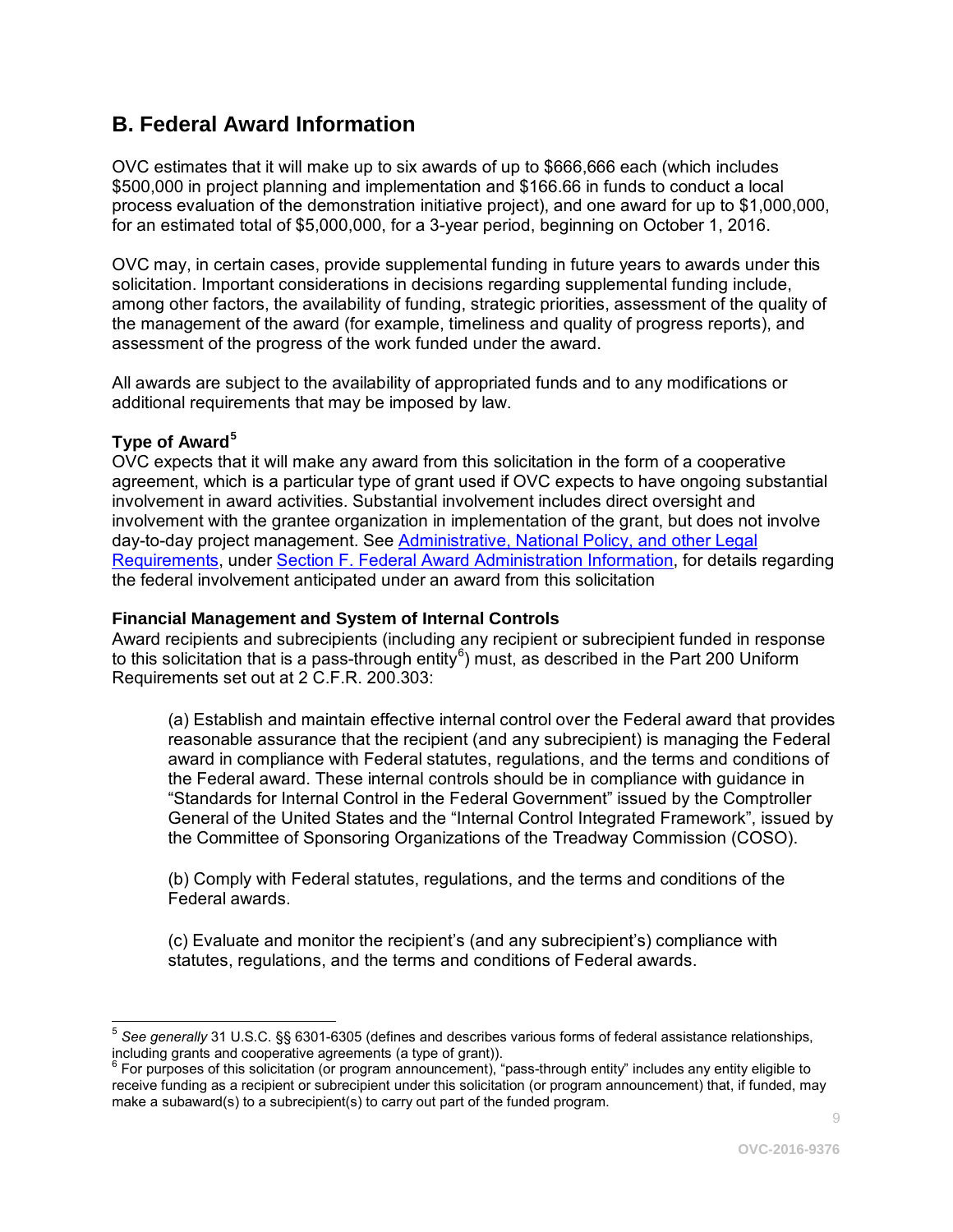## B. Federal Award Information

OVC estimates that it will make up to six awards of up to $666,666 each (which includes $500,000 in project planning and implementation and $166.66 in funds to conduct a local process evaluation of the demonstration initiative project), and one award for up to $1,000,000, for an estimated total of $5,000,000, for a 3-year period, beginning on October 1, 2016.

OVC may, in certain cases, provide supplemental funding in future years to awards under this solicitation. Important considerations in decisions regarding supplemental funding include, among other factors, the availability of funding, strategic priorities, assessment of the quality of the management of the award (for example, timeliness and quality of progress reports), and assessment of the progress of the work funded under the award.

All awards are subject to the availability of appropriated funds and to any modifications or additional requirements that may be imposed by law.

**Type of Award**[5]

OVC expects that it will make any award from this solicitation in the form of a cooperative agreement, which is a particular type of grant used if OVC expects to have ongoing substantial involvement in award activities. Substantial involvement includes direct oversight and involvement with the grantee organization in implementation of the grant, but does not involve day-to-day project management. See Administrative, National Policy, and other Legal Requirements, under Section F. Federal Award Administration Information, for details regarding the federal involvement anticipated under an award from this solicitation

**Financial Management and System of Internal Controls**

Award recipients and subrecipients (including any recipient or subrecipient funded in response to this solicitation that is a pass-through entity[6]) must, as described in the Part 200 Uniform Requirements set out at 2 C.F.R. 200.303:

> (a) Establish and maintain effective internal control over the Federal award that provides reasonable assurance that the recipient (and any subrecipient) is managing the Federal award in compliance with Federal statutes, regulations, and the terms and conditions of the Federal award. These internal controls should be in compliance with guidance in "Standards for Internal Control in the Federal Government" issued by the Comptroller General of the United States and the "Internal Control Integrated Framework", issued by the Committee of Sponsoring Organizations of the Treadway Commission (COSO).
>
> (b) Comply with Federal statutes, regulations, and the terms and conditions of the Federal awards.
>
> (c) Evaluate and monitor the recipient's (and any subrecipient's) compliance with statutes, regulations, and the terms and conditions of Federal awards.

---

[5] *See generally* 31 U.S.C. §§ 6301-6305 (defines and describes various forms of federal assistance relationships, including grants and cooperative agreements (a type of grant)).

[6] For purposes of this solicitation (or program announcement), "pass-through entity" includes any entity eligible to receive funding as a recipient or subrecipient under this solicitation (or program announcement) that, if funded, may make a subaward(s) to a subrecipient(s) to carry out part of the funded program.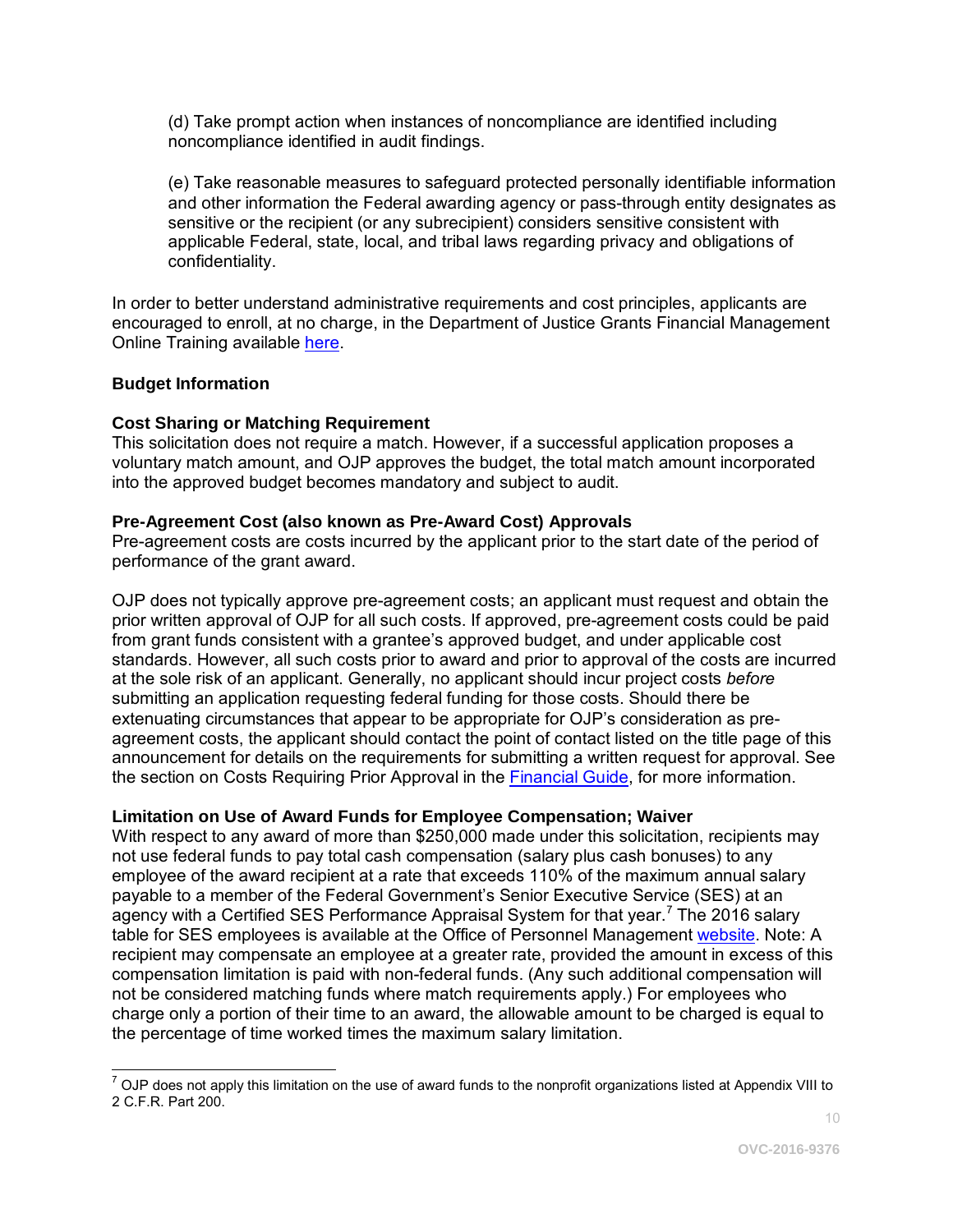(d) Take prompt action when instances of noncompliance are identified including noncompliance identified in audit findings.

(e) Take reasonable measures to safeguard protected personally identifiable information and other information the Federal awarding agency or pass-through entity designates as sensitive or the recipient (or any subrecipient) considers sensitive consistent with applicable Federal, state, local, and tribal laws regarding privacy and obligations of confidentiality.

In order to better understand administrative requirements and cost principles, applicants are encouraged to enroll, at no charge, in the Department of Justice Grants Financial Management Online Training available here.

**Budget Information**

**Cost Sharing or Matching Requirement**

This solicitation does not require a match. However, if a successful application proposes a voluntary match amount, and OJP approves the budget, the total match amount incorporated into the approved budget becomes mandatory and subject to audit.

**Pre-Agreement Cost (also known as Pre-Award Cost) Approvals**

Pre-agreement costs are costs incurred by the applicant prior to the start date of the period of performance of the grant award.

OJP does not typically approve pre-agreement costs; an applicant must request and obtain the prior written approval of OJP for all such costs. If approved, pre-agreement costs could be paid from grant funds consistent with a grantee's approved budget, and under applicable cost standards. However, all such costs prior to award and prior to approval of the costs are incurred at the sole risk of an applicant. Generally, no applicant should incur project costs *before* submitting an application requesting federal funding for those costs. Should there be extenuating circumstances that appear to be appropriate for OJP's consideration as pre-agreement costs, the applicant should contact the point of contact listed on the title page of this announcement for details on the requirements for submitting a written request for approval. See the section on Costs Requiring Prior Approval in the Financial Guide, for more information.

**Limitation on Use of Award Funds for Employee Compensation; Waiver**

With respect to any award of more than $250,000 made under this solicitation, recipients may not use federal funds to pay total cash compensation (salary plus cash bonuses) to any employee of the award recipient at a rate that exceeds 110% of the maximum annual salary payable to a member of the Federal Government's Senior Executive Service (SES) at an agency with a Certified SES Performance Appraisal System for that year.[7] The 2016 salary table for SES employees is available at the Office of Personnel Management website. Note: A recipient may compensate an employee at a greater rate, provided the amount in excess of this compensation limitation is paid with non-federal funds. (Any such additional compensation will not be considered matching funds where match requirements apply.) For employees who charge only a portion of their time to an award, the allowable amount to be charged is equal to the percentage of time worked times the maximum salary limitation.

[7] OJP does not apply this limitation on the use of award funds to the nonprofit organizations listed at Appendix VIII to 2 C.F.R. Part 200.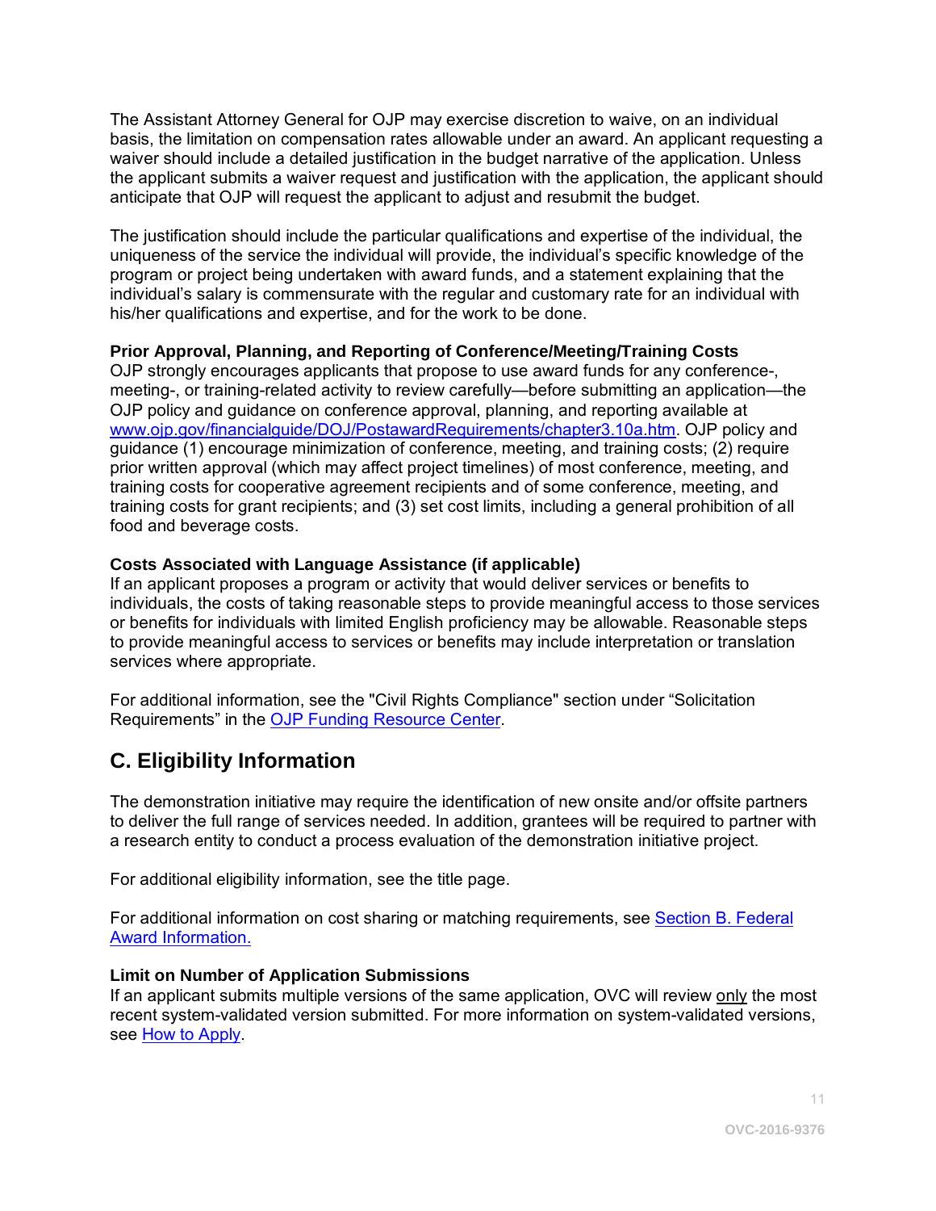The Assistant Attorney General for OJP may exercise discretion to waive, on an individual basis, the limitation on compensation rates allowable under an award. An applicant requesting a waiver should include a detailed justification in the budget narrative of the application. Unless the applicant submits a waiver request and justification with the application, the applicant should anticipate that OJP will request the applicant to adjust and resubmit the budget.

The justification should include the particular qualifications and expertise of the individual, the uniqueness of the service the individual will provide, the individual's specific knowledge of the program or project being undertaken with award funds, and a statement explaining that the individual's salary is commensurate with the regular and customary rate for an individual with his/her qualifications and expertise, and for the work to be done.

**Prior Approval, Planning, and Reporting of Conference/Meeting/Training Costs**
OJP strongly encourages applicants that propose to use award funds for any conference-, meeting-, or training-related activity to review carefully—before submitting an application—the OJP policy and guidance on conference approval, planning, and reporting available at [www.ojp.gov/financialguide/DOJ/PostawardRequirements/chapter3.10a.htm](www.ojp.gov/financialguide/DOJ/PostawardRequirements/chapter3.10a.htm). OJP policy and guidance (1) encourage minimization of conference, meeting, and training costs; (2) require prior written approval (which may affect project timelines) of most conference, meeting, and training costs for cooperative agreement recipients and of some conference, meeting, and training costs for grant recipients; and (3) set cost limits, including a general prohibition of all food and beverage costs.

**Costs Associated with Language Assistance (if applicable)**
If an applicant proposes a program or activity that would deliver services or benefits to individuals, the costs of taking reasonable steps to provide meaningful access to those services or benefits for individuals with limited English proficiency may be allowable. Reasonable steps to provide meaningful access to services or benefits may include interpretation or translation services where appropriate.

For additional information, see the "Civil Rights Compliance" section under "Solicitation Requirements" in the OJP Funding Resource Center.

## C. Eligibility Information

The demonstration initiative may require the identification of new onsite and/or offsite partners to deliver the full range of services needed. In addition, grantees will be required to partner with a research entity to conduct a process evaluation of the demonstration initiative project.

For additional eligibility information, see the title page.

For additional information on cost sharing or matching requirements, see Section B. Federal Award Information.

**Limit on Number of Application Submissions**
If an applicant submits multiple versions of the same application, OVC will review only the most recent system-validated version submitted. For more information on system-validated versions, see How to Apply.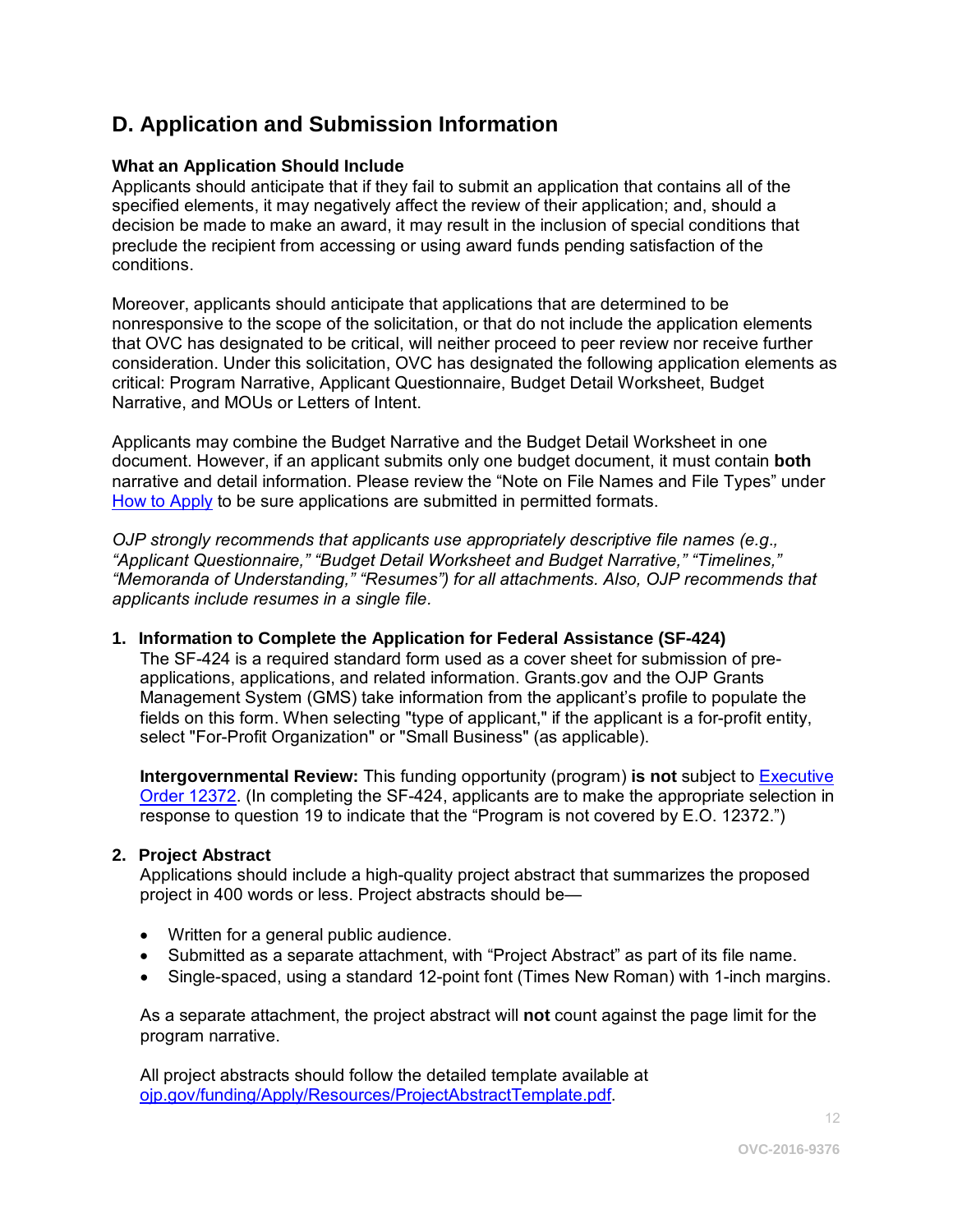## D. Application and Submission Information

**What an Application Should Include**
Applicants should anticipate that if they fail to submit an application that contains all of the specified elements, it may negatively affect the review of their application; and, should a decision be made to make an award, it may result in the inclusion of special conditions that preclude the recipient from accessing or using award funds pending satisfaction of the conditions.

Moreover, applicants should anticipate that applications that are determined to be nonresponsive to the scope of the solicitation, or that do not include the application elements that OVC has designated to be critical, will neither proceed to peer review nor receive further consideration. Under this solicitation, OVC has designated the following application elements as critical: Program Narrative, Applicant Questionnaire, Budget Detail Worksheet, Budget Narrative, and MOUs or Letters of Intent.

Applicants may combine the Budget Narrative and the Budget Detail Worksheet in one document. However, if an applicant submits only one budget document, it must contain **both** narrative and detail information. Please review the "Note on File Names and File Types" under [How to Apply](#) to be sure applications are submitted in permitted formats.

*OJP strongly recommends that applicants use appropriately descriptive file names (e.g., "Applicant Questionnaire," "Budget Detail Worksheet and Budget Narrative," "Timelines," "Memoranda of Understanding," "Resumes") for all attachments. Also, OJP recommends that applicants include resumes in a single file.*

**1. Information to Complete the Application for Federal Assistance (SF-424)**

The SF-424 is a required standard form used as a cover sheet for submission of pre-applications, applications, and related information. Grants.gov and the OJP Grants Management System (GMS) take information from the applicant's profile to populate the fields on this form. When selecting "type of applicant," if the applicant is a for-profit entity, select "For-Profit Organization" or "Small Business" (as applicable).

**Intergovernmental Review:** This funding opportunity (program) **is not** subject to [Executive Order 12372](#). (In completing the SF-424, applicants are to make the appropriate selection in response to question 19 to indicate that the "Program is not covered by E.O. 12372.")

**2. Project Abstract**

Applications should include a high-quality project abstract that summarizes the proposed project in 400 words or less. Project abstracts should be—

- Written for a general public audience.
- Submitted as a separate attachment, with "Project Abstract" as part of its file name.
- Single-spaced, using a standard 12-point font (Times New Roman) with 1-inch margins.

As a separate attachment, the project abstract will **not** count against the page limit for the program narrative.

All project abstracts should follow the detailed template available at [ojp.gov/funding/Apply/Resources/ProjectAbstractTemplate.pdf](ojp.gov/funding/Apply/Resources/ProjectAbstractTemplate.pdf).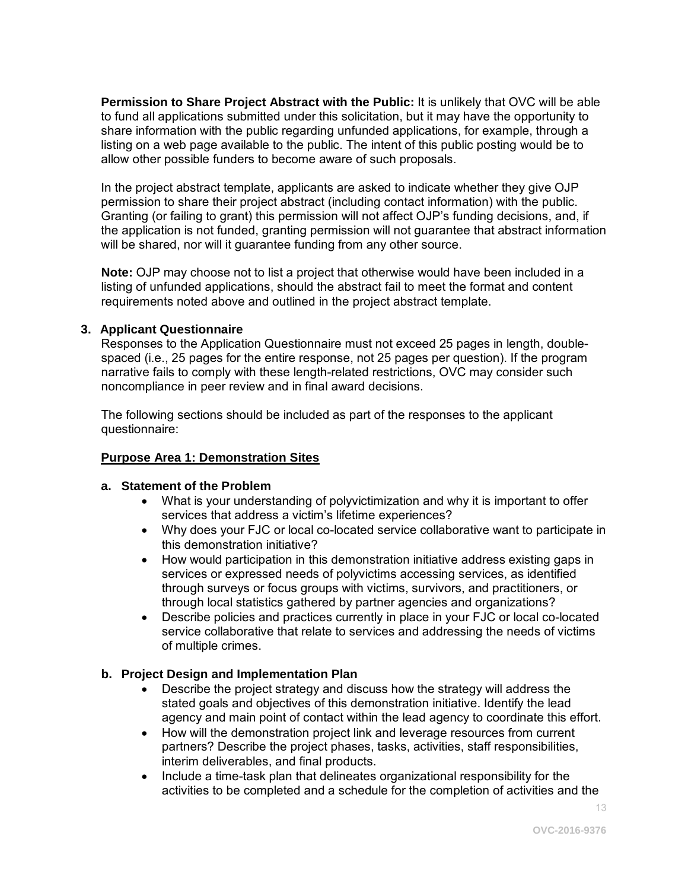**Permission to Share Project Abstract with the Public:** It is unlikely that OVC will be able to fund all applications submitted under this solicitation, but it may have the opportunity to share information with the public regarding unfunded applications, for example, through a listing on a web page available to the public. The intent of this public posting would be to allow other possible funders to become aware of such proposals.

In the project abstract template, applicants are asked to indicate whether they give OJP permission to share their project abstract (including contact information) with the public. Granting (or failing to grant) this permission will not affect OJP's funding decisions, and, if the application is not funded, granting permission will not guarantee that abstract information will be shared, nor will it guarantee funding from any other source.

**Note:** OJP may choose not to list a project that otherwise would have been included in a listing of unfunded applications, should the abstract fail to meet the format and content requirements noted above and outlined in the project abstract template.

### 3. Applicant Questionnaire

Responses to the Application Questionnaire must not exceed 25 pages in length, double-spaced (i.e., 25 pages for the entire response, not 25 pages per question). If the program narrative fails to comply with these length-related restrictions, OVC may consider such noncompliance in peer review and in final award decisions.

The following sections should be included as part of the responses to the applicant questionnaire:

**Purpose Area 1: Demonstration Sites**

**a. Statement of the Problem**

- What is your understanding of polyvictimization and why it is important to offer services that address a victim's lifetime experiences?
- Why does your FJC or local co-located service collaborative want to participate in this demonstration initiative?
- How would participation in this demonstration initiative address existing gaps in services or expressed needs of polyvictims accessing services, as identified through surveys or focus groups with victims, survivors, and practitioners, or through local statistics gathered by partner agencies and organizations?
- Describe policies and practices currently in place in your FJC or local co-located service collaborative that relate to services and addressing the needs of victims of multiple crimes.

**b. Project Design and Implementation Plan**

- Describe the project strategy and discuss how the strategy will address the stated goals and objectives of this demonstration initiative. Identify the lead agency and main point of contact within the lead agency to coordinate this effort.
- How will the demonstration project link and leverage resources from current partners? Describe the project phases, tasks, activities, staff responsibilities, interim deliverables, and final products.
- Include a time-task plan that delineates organizational responsibility for the activities to be completed and a schedule for the completion of activities and the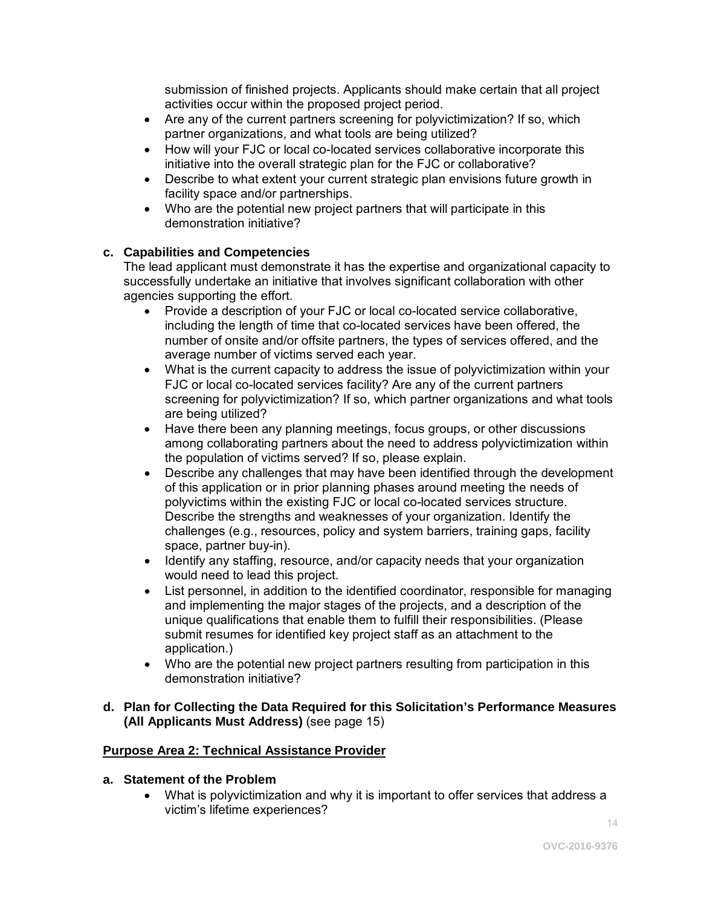submission of finished projects. Applicants should make certain that all project activities occur within the proposed project period.

- Are any of the current partners screening for polyvictimization? If so, which partner organizations, and what tools are being utilized?
- How will your FJC or local co-located services collaborative incorporate this initiative into the overall strategic plan for the FJC or collaborative?
- Describe to what extent your current strategic plan envisions future growth in facility space and/or partnerships.
- Who are the potential new project partners that will participate in this demonstration initiative?

**c. Capabilities and Competencies**

The lead applicant must demonstrate it has the expertise and organizational capacity to successfully undertake an initiative that involves significant collaboration with other agencies supporting the effort.

- Provide a description of your FJC or local co-located service collaborative, including the length of time that co-located services have been offered, the number of onsite and/or offsite partners, the types of services offered, and the average number of victims served each year.
- What is the current capacity to address the issue of polyvictimization within your FJC or local co-located services facility? Are any of the current partners screening for polyvictimization? If so, which partner organizations and what tools are being utilized?
- Have there been any planning meetings, focus groups, or other discussions among collaborating partners about the need to address polyvictimization within the population of victims served? If so, please explain.
- Describe any challenges that may have been identified through the development of this application or in prior planning phases around meeting the needs of polyvictims within the existing FJC or local co-located services structure. Describe the strengths and weaknesses of your organization. Identify the challenges (e.g., resources, policy and system barriers, training gaps, facility space, partner buy-in).
- Identify any staffing, resource, and/or capacity needs that your organization would need to lead this project.
- List personnel, in addition to the identified coordinator, responsible for managing and implementing the major stages of the projects, and a description of the unique qualifications that enable them to fulfill their responsibilities. (Please submit resumes for identified key project staff as an attachment to the application.)
- Who are the potential new project partners resulting from participation in this demonstration initiative?

**d. Plan for Collecting the Data Required for this Solicitation's Performance Measures (All Applicants Must Address)** (see page 15)

**<u>Purpose Area 2: Technical Assistance Provider</u>**

**a. Statement of the Problem**

- What is polyvictimization and why it is important to offer services that address a victim's lifetime experiences?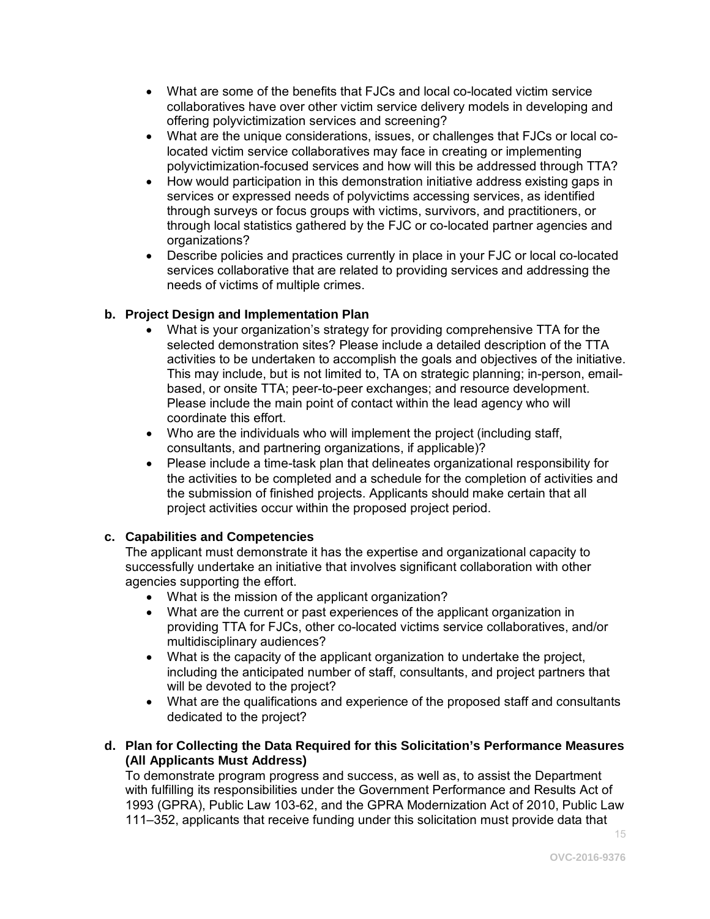- What are some of the benefits that FJCs and local co-located victim service collaboratives have over other victim service delivery models in developing and offering polyvictimization services and screening?
- What are the unique considerations, issues, or challenges that FJCs or local co-located victim service collaboratives may face in creating or implementing polyvictimization-focused services and how will this be addressed through TTA?
- How would participation in this demonstration initiative address existing gaps in services or expressed needs of polyvictims accessing services, as identified through surveys or focus groups with victims, survivors, and practitioners, or through local statistics gathered by the FJC or co-located partner agencies and organizations?
- Describe policies and practices currently in place in your FJC or local co-located services collaborative that are related to providing services and addressing the needs of victims of multiple crimes.

**b. Project Design and Implementation Plan**

- What is your organization's strategy for providing comprehensive TTA for the selected demonstration sites? Please include a detailed description of the TTA activities to be undertaken to accomplish the goals and objectives of the initiative. This may include, but is not limited to, TA on strategic planning; in-person, email-based, or onsite TTA; peer-to-peer exchanges; and resource development. Please include the main point of contact within the lead agency who will coordinate this effort.
- Who are the individuals who will implement the project (including staff, consultants, and partnering organizations, if applicable)?
- Please include a time-task plan that delineates organizational responsibility for the activities to be completed and a schedule for the completion of activities and the submission of finished projects. Applicants should make certain that all project activities occur within the proposed project period.

**c. Capabilities and Competencies**

The applicant must demonstrate it has the expertise and organizational capacity to successfully undertake an initiative that involves significant collaboration with other agencies supporting the effort.

- What is the mission of the applicant organization?
- What are the current or past experiences of the applicant organization in providing TTA for FJCs, other co-located victims service collaboratives, and/or multidisciplinary audiences?
- What is the capacity of the applicant organization to undertake the project, including the anticipated number of staff, consultants, and project partners that will be devoted to the project?
- What are the qualifications and experience of the proposed staff and consultants dedicated to the project?

**d. Plan for Collecting the Data Required for this Solicitation's Performance Measures (All Applicants Must Address)**

To demonstrate program progress and success, as well as, to assist the Department with fulfilling its responsibilities under the Government Performance and Results Act of 1993 (GPRA), Public Law 103-62, and the GPRA Modernization Act of 2010, Public Law 111–352, applicants that receive funding under this solicitation must provide data that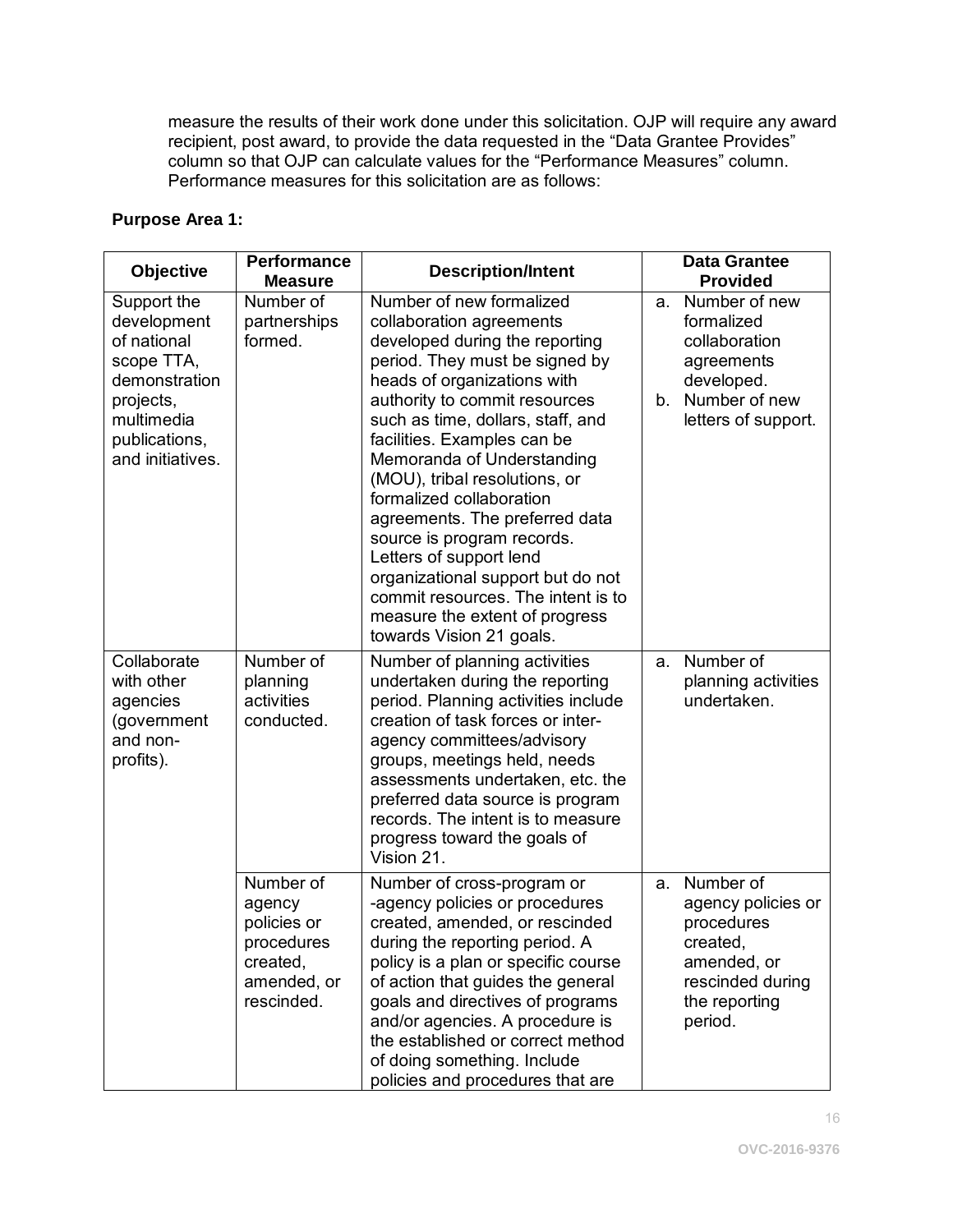measure the results of their work done under this solicitation. OJP will require any award recipient, post award, to provide the data requested in the "Data Grantee Provides" column so that OJP can calculate values for the "Performance Measures" column. Performance measures for this solicitation are as follows:

**Purpose Area 1:**

| Objective | Performance Measure | Description/Intent | Data Grantee Provided |
|---|---|---|---|
| Support the development of national scope TTA, demonstration projects, multimedia publications, and initiatives. | Number of partnerships formed. | Number of new formalized collaboration agreements developed during the reporting period. They must be signed by heads of organizations with authority to commit resources such as time, dollars, staff, and facilities. Examples can be Memoranda of Understanding (MOU), tribal resolutions, or formalized collaboration agreements. The preferred data source is program records. Letters of support lend organizational support but do not commit resources. The intent is to measure the extent of progress towards Vision 21 goals. | a. Number of new formalized collaboration agreements developed. b. Number of new letters of support. |
| Collaborate with other agencies (government and non-profits). | Number of planning activities conducted. | Number of planning activities undertaken during the reporting period. Planning activities include creation of task forces or inter-agency committees/advisory groups, meetings held, needs assessments undertaken, etc. the preferred data source is program records. The intent is to measure progress toward the goals of Vision 21. | a. Number of planning activities undertaken. |
| | Number of agency policies or procedures created, amended, or rescinded. | Number of cross-program or -agency policies or procedures created, amended, or rescinded during the reporting period. A policy is a plan or specific course of action that guides the general goals and directives of programs and/or agencies. A procedure is the established or correct method of doing something. Include policies and procedures that are | a. Number of agency policies or procedures created, amended, or rescinded during the reporting period. |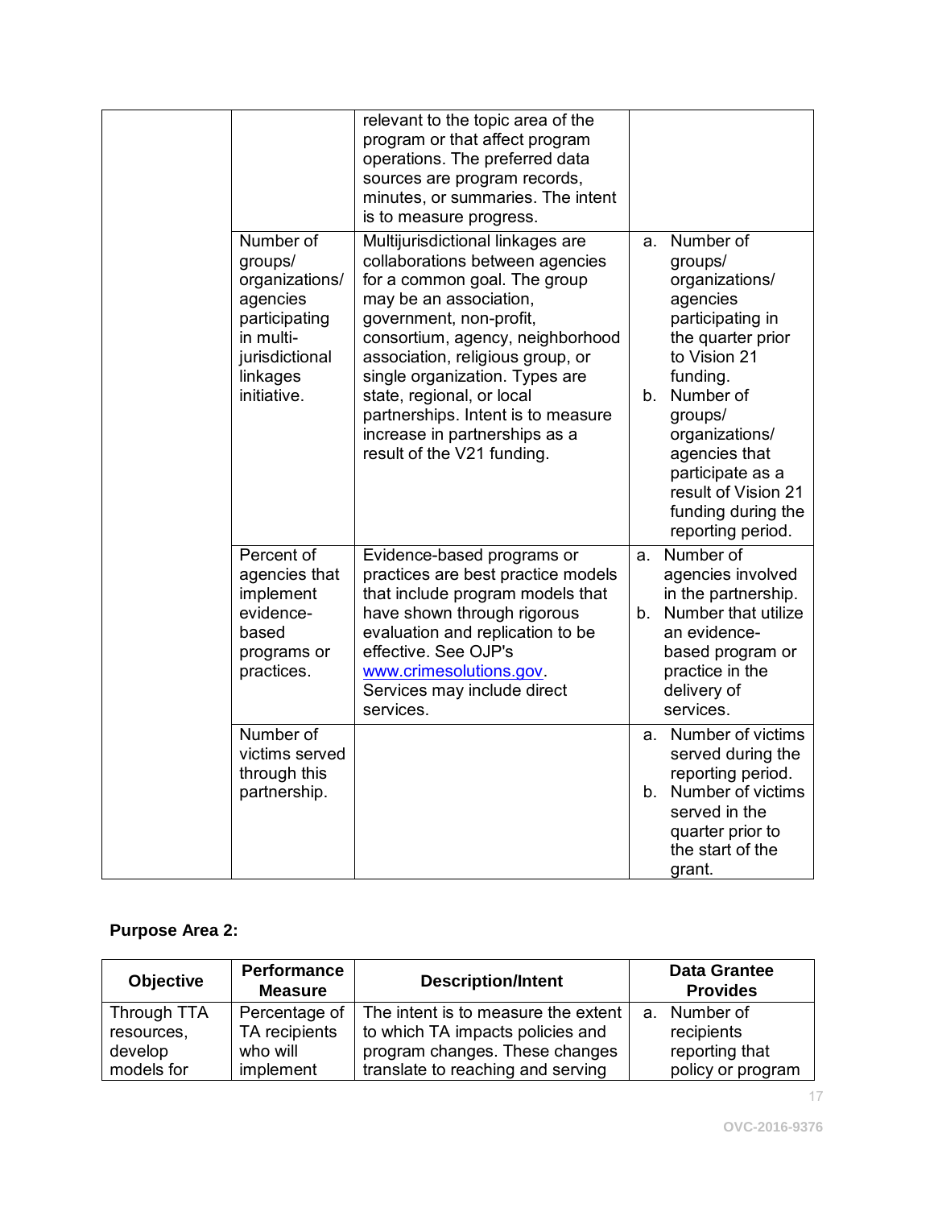| Objective | Performance Measure | Description/Intent | Data Grantee Provides |
|---|---|---|---|
| | | relevant to the topic area of the program or that affect program operations. The preferred data sources are program records, minutes, or summaries. The intent is to measure progress. | |
| | Number of groups/ organizations/ agencies participating in multi-jurisdictional linkages initiative. | Multijurisdictional linkages are collaborations between agencies for a common goal. The group may be an association, government, non-profit, consortium, agency, neighborhood association, religious group, or single organization. Types are state, regional, or local partnerships. Intent is to measure increase in partnerships as a result of the V21 funding. | a. Number of groups/ organizations/ agencies participating in the quarter prior to Vision 21 funding.<br>b. Number of groups/ organizations/ agencies that participate as a result of Vision 21 funding during the reporting period. |
| | Percent of agencies that implement evidence-based programs or practices. | Evidence-based programs or practices are best practice models that include program models that have shown through rigorous evaluation and replication to be effective. See OJP's www.crimesolutions.gov. Services may include direct services. | a. Number of agencies involved in the partnership.<br>b. Number that utilize an evidence-based program or practice in the delivery of services. |
| | Number of victims served through this partnership. | | a. Number of victims served during the reporting period.<br>b. Number of victims served in the quarter prior to the start of the grant. |

**Purpose Area 2:**

| Objective | Performance Measure | Description/Intent | Data Grantee Provides |
|---|---|---|---|
| Through TTA resources, develop models for | Percentage of TA recipients who will implement | The intent is to measure the extent to which TA impacts policies and program changes. These changes translate to reaching and serving | a. Number of recipients reporting that policy or program |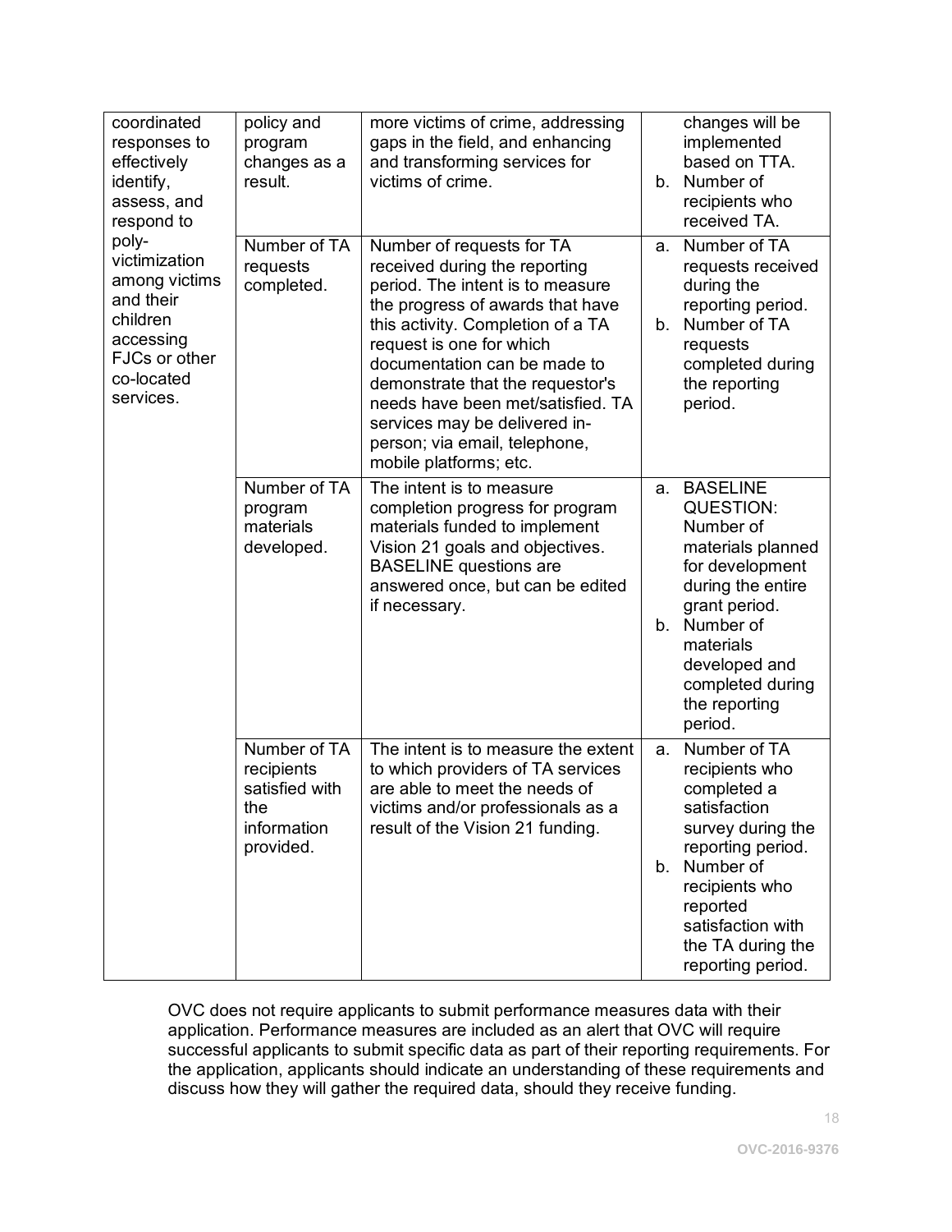| | | | |
|---|---|---|---|
| coordinated responses to effectively identify, assess, and respond to poly-victimization among victims and their children accessing FJCs or other co-located services. | policy and program changes as a result. | more victims of crime, addressing gaps in the field, and enhancing and transforming services for victims of crime. | changes will be implemented based on TTA.<br>b. Number of recipients who received TA. |
| | Number of TA requests completed. | Number of requests for TA received during the reporting period. The intent is to measure the progress of awards that have this activity. Completion of a TA request is one for which documentation can be made to demonstrate that the requestor's needs have been met/satisfied. TA services may be delivered in-person; via email, telephone, mobile platforms; etc. | a. Number of TA requests received during the reporting period.<br>b. Number of TA requests completed during the reporting period. |
| | Number of TA program materials developed. | The intent is to measure completion progress for program materials funded to implement Vision 21 goals and objectives. BASELINE questions are answered once, but can be edited if necessary. | a. BASELINE QUESTION: Number of materials planned for development during the entire grant period.<br>b. Number of materials developed and completed during the reporting period. |
| | Number of TA recipients satisfied with the information provided. | The intent is to measure the extent to which providers of TA services are able to meet the needs of victims and/or professionals as a result of the Vision 21 funding. | a. Number of TA recipients who completed a satisfaction survey during the reporting period.<br>b. Number of recipients who reported satisfaction with the TA during the reporting period. |

OVC does not require applicants to submit performance measures data with their application. Performance measures are included as an alert that OVC will require successful applicants to submit specific data as part of their reporting requirements. For the application, applicants should indicate an understanding of these requirements and discuss how they will gather the required data, should they receive funding.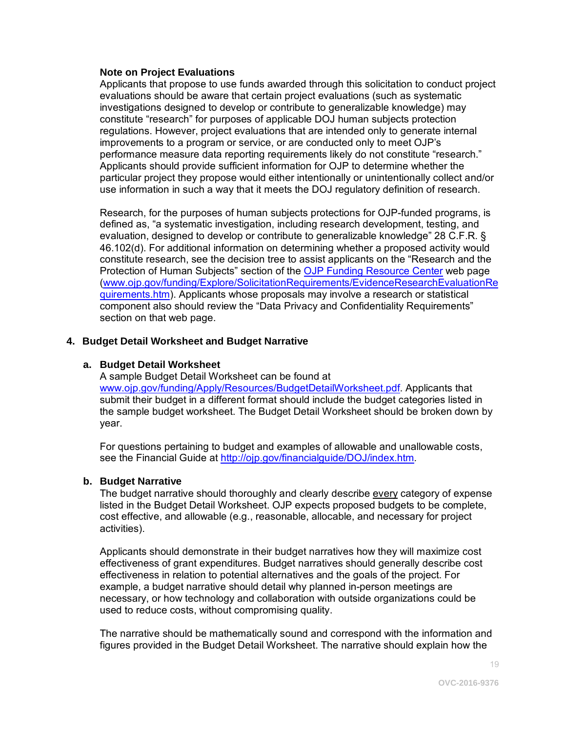**Note on Project Evaluations**

Applicants that propose to use funds awarded through this solicitation to conduct project evaluations should be aware that certain project evaluations (such as systematic investigations designed to develop or contribute to generalizable knowledge) may constitute "research" for purposes of applicable DOJ human subjects protection regulations. However, project evaluations that are intended only to generate internal improvements to a program or service, or are conducted only to meet OJP's performance measure data reporting requirements likely do not constitute "research." Applicants should provide sufficient information for OJP to determine whether the particular project they propose would either intentionally or unintentionally collect and/or use information in such a way that it meets the DOJ regulatory definition of research.

Research, for the purposes of human subjects protections for OJP-funded programs, is defined as, "a systematic investigation, including research development, testing, and evaluation, designed to develop or contribute to generalizable knowledge" 28 C.F.R. § 46.102(d). For additional information on determining whether a proposed activity would constitute research, see the decision tree to assist applicants on the "Research and the Protection of Human Subjects" section of the [OJP Funding Resource Center](www.ojp.gov/funding/Explore/SolicitationRequirements/EvidenceResearchEvaluationRequirements.htm) web page ([www.ojp.gov/funding/Explore/SolicitationRequirements/EvidenceResearchEvaluationRequirements.htm](www.ojp.gov/funding/Explore/SolicitationRequirements/EvidenceResearchEvaluationRequirements.htm)). Applicants whose proposals may involve a research or statistical component also should review the "Data Privacy and Confidentiality Requirements" section on that web page.

### 4. Budget Detail Worksheet and Budget Narrative

#### a. Budget Detail Worksheet

A sample Budget Detail Worksheet can be found at [www.ojp.gov/funding/Apply/Resources/BudgetDetailWorksheet.pdf](www.ojp.gov/funding/Apply/Resources/BudgetDetailWorksheet.pdf). Applicants that submit their budget in a different format should include the budget categories listed in the sample budget worksheet. The Budget Detail Worksheet should be broken down by year.

For questions pertaining to budget and examples of allowable and unallowable costs, see the Financial Guide at [http://ojp.gov/financialguide/DOJ/index.htm](http://ojp.gov/financialguide/DOJ/index.htm).

#### b. Budget Narrative

The budget narrative should thoroughly and clearly describe <u>every</u> category of expense listed in the Budget Detail Worksheet. OJP expects proposed budgets to be complete, cost effective, and allowable (e.g., reasonable, allocable, and necessary for project activities).

Applicants should demonstrate in their budget narratives how they will maximize cost effectiveness of grant expenditures. Budget narratives should generally describe cost effectiveness in relation to potential alternatives and the goals of the project. For example, a budget narrative should detail why planned in-person meetings are necessary, or how technology and collaboration with outside organizations could be used to reduce costs, without compromising quality.

The narrative should be mathematically sound and correspond with the information and figures provided in the Budget Detail Worksheet. The narrative should explain how the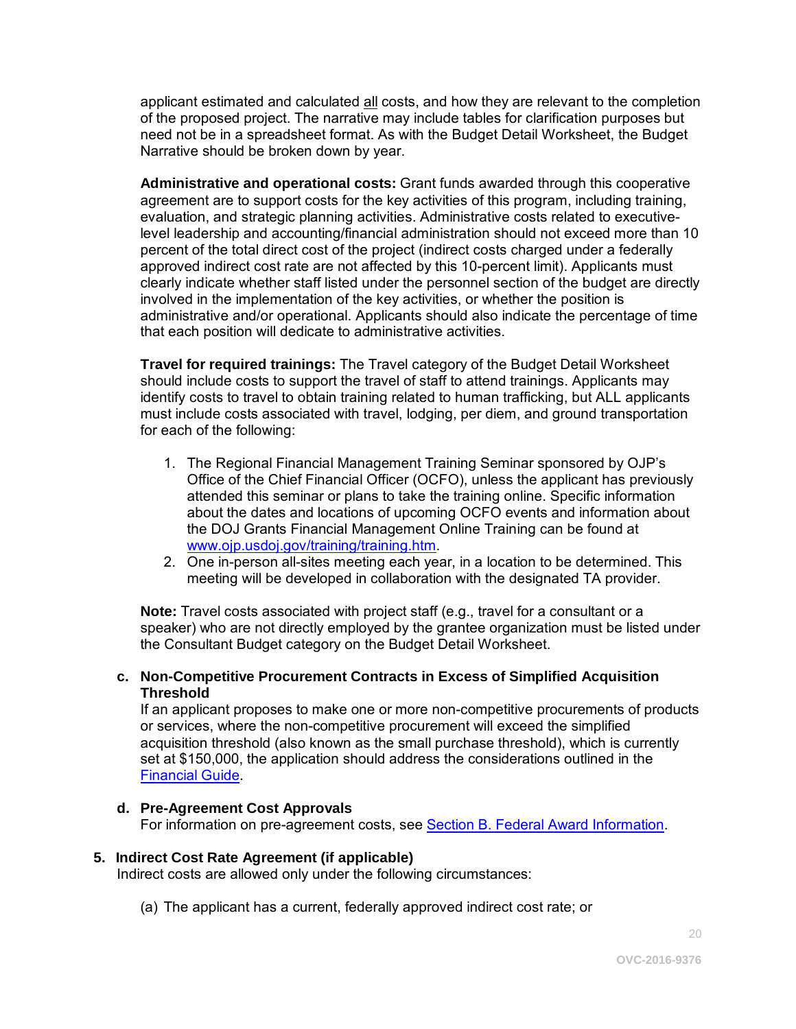applicant estimated and calculated all costs, and how they are relevant to the completion of the proposed project. The narrative may include tables for clarification purposes but need not be in a spreadsheet format. As with the Budget Detail Worksheet, the Budget Narrative should be broken down by year.

**Administrative and operational costs:** Grant funds awarded through this cooperative agreement are to support costs for the key activities of this program, including training, evaluation, and strategic planning activities. Administrative costs related to executive-level leadership and accounting/financial administration should not exceed more than 10 percent of the total direct cost of the project (indirect costs charged under a federally approved indirect cost rate are not affected by this 10-percent limit). Applicants must clearly indicate whether staff listed under the personnel section of the budget are directly involved in the implementation of the key activities, or whether the position is administrative and/or operational. Applicants should also indicate the percentage of time that each position will dedicate to administrative activities.

**Travel for required trainings:** The Travel category of the Budget Detail Worksheet should include costs to support the travel of staff to attend trainings. Applicants may identify costs to travel to obtain training related to human trafficking, but ALL applicants must include costs associated with travel, lodging, per diem, and ground transportation for each of the following:

1. The Regional Financial Management Training Seminar sponsored by OJP's Office of the Chief Financial Officer (OCFO), unless the applicant has previously attended this seminar or plans to take the training online. Specific information about the dates and locations of upcoming OCFO events and information about the DOJ Grants Financial Management Online Training can be found at www.ojp.usdoj.gov/training/training.htm.
2. One in-person all-sites meeting each year, in a location to be determined. This meeting will be developed in collaboration with the designated TA provider.

**Note:** Travel costs associated with project staff (e.g., travel for a consultant or a speaker) who are not directly employed by the grantee organization must be listed under the Consultant Budget category on the Budget Detail Worksheet.

**c. Non-Competitive Procurement Contracts in Excess of Simplified Acquisition Threshold**

If an applicant proposes to make one or more non-competitive procurements of products or services, where the non-competitive procurement will exceed the simplified acquisition threshold (also known as the small purchase threshold), which is currently set at $150,000, the application should address the considerations outlined in the Financial Guide.

**d. Pre-Agreement Cost Approvals**

For information on pre-agreement costs, see Section B. Federal Award Information.

**5. Indirect Cost Rate Agreement (if applicable)**

Indirect costs are allowed only under the following circumstances:

(a) The applicant has a current, federally approved indirect cost rate; or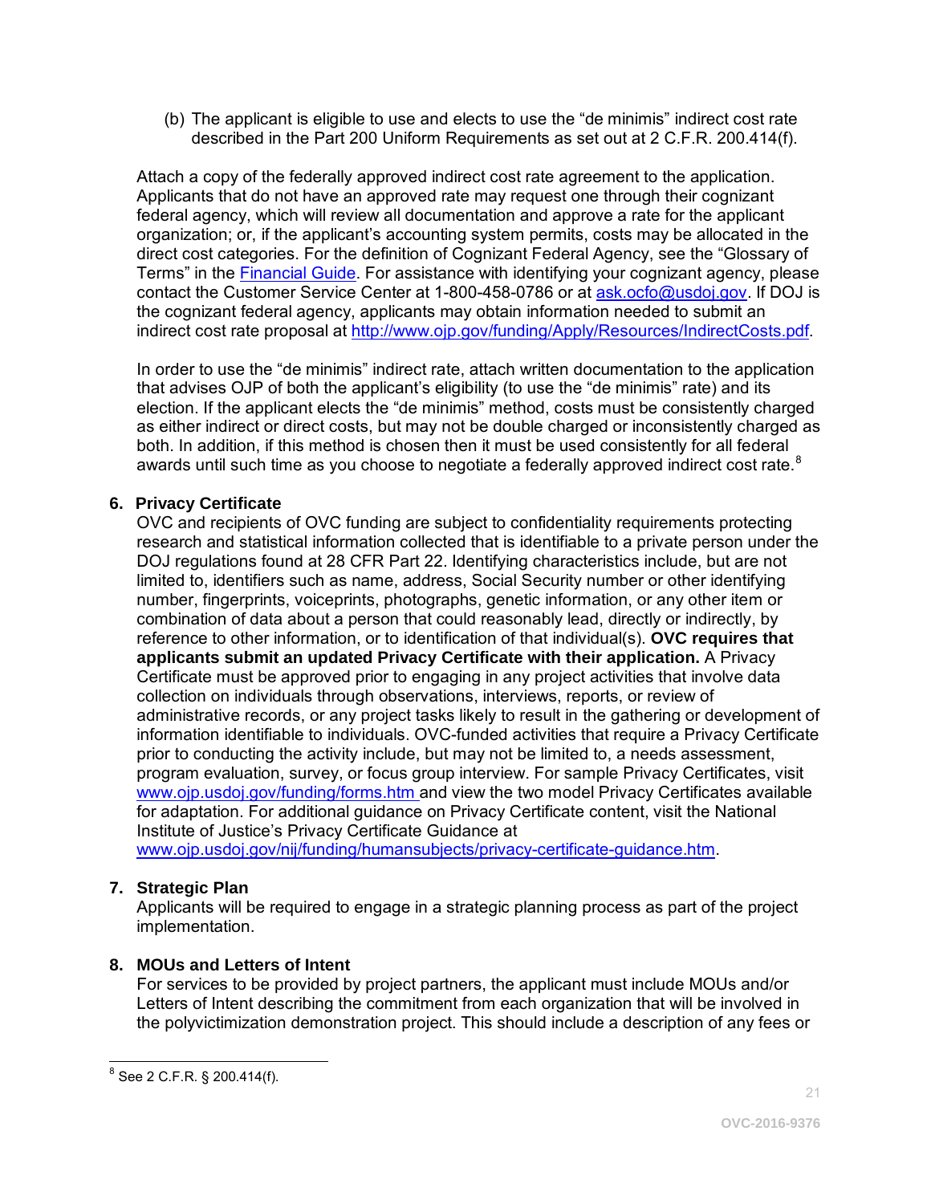(b) The applicant is eligible to use and elects to use the "de minimis" indirect cost rate described in the Part 200 Uniform Requirements as set out at 2 C.F.R. 200.414(f).

Attach a copy of the federally approved indirect cost rate agreement to the application. Applicants that do not have an approved rate may request one through their cognizant federal agency, which will review all documentation and approve a rate for the applicant organization; or, if the applicant's accounting system permits, costs may be allocated in the direct cost categories. For the definition of Cognizant Federal Agency, see the "Glossary of Terms" in the [Financial Guide](). For assistance with identifying your cognizant agency, please contact the Customer Service Center at 1-800-458-0786 or at ask.ocfo@usdoj.gov. If DOJ is the cognizant federal agency, applicants may obtain information needed to submit an indirect cost rate proposal at http://www.ojp.gov/funding/Apply/Resources/IndirectCosts.pdf.

In order to use the "de minimis" indirect rate, attach written documentation to the application that advises OJP of both the applicant's eligibility (to use the "de minimis" rate) and its election. If the applicant elects the "de minimis" method, costs must be consistently charged as either indirect or direct costs, but may not be double charged or inconsistently charged as both. In addition, if this method is chosen then it must be used consistently for all federal awards until such time as you choose to negotiate a federally approved indirect cost rate.[8]

**6. Privacy Certificate**

OVC and recipients of OVC funding are subject to confidentiality requirements protecting research and statistical information collected that is identifiable to a private person under the DOJ regulations found at 28 CFR Part 22. Identifying characteristics include, but are not limited to, identifiers such as name, address, Social Security number or other identifying number, fingerprints, voiceprints, photographs, genetic information, or any other item or combination of data about a person that could reasonably lead, directly or indirectly, by reference to other information, or to identification of that individual(s). **OVC requires that applicants submit an updated Privacy Certificate with their application.** A Privacy Certificate must be approved prior to engaging in any project activities that involve data collection on individuals through observations, interviews, reports, or review of administrative records, or any project tasks likely to result in the gathering or development of information identifiable to individuals. OVC-funded activities that require a Privacy Certificate prior to conducting the activity include, but may not be limited to, a needs assessment, program evaluation, survey, or focus group interview. For sample Privacy Certificates, visit www.ojp.usdoj.gov/funding/forms.htm and view the two model Privacy Certificates available for adaptation. For additional guidance on Privacy Certificate content, visit the National Institute of Justice's Privacy Certificate Guidance at www.ojp.usdoj.gov/nij/funding/humansubjects/privacy-certificate-guidance.htm.

**7. Strategic Plan**

Applicants will be required to engage in a strategic planning process as part of the project implementation.

**8. MOUs and Letters of Intent**

For services to be provided by project partners, the applicant must include MOUs and/or Letters of Intent describing the commitment from each organization that will be involved in the polyvictimization demonstration project. This should include a description of any fees or

[8] See 2 C.F.R. § 200.414(f).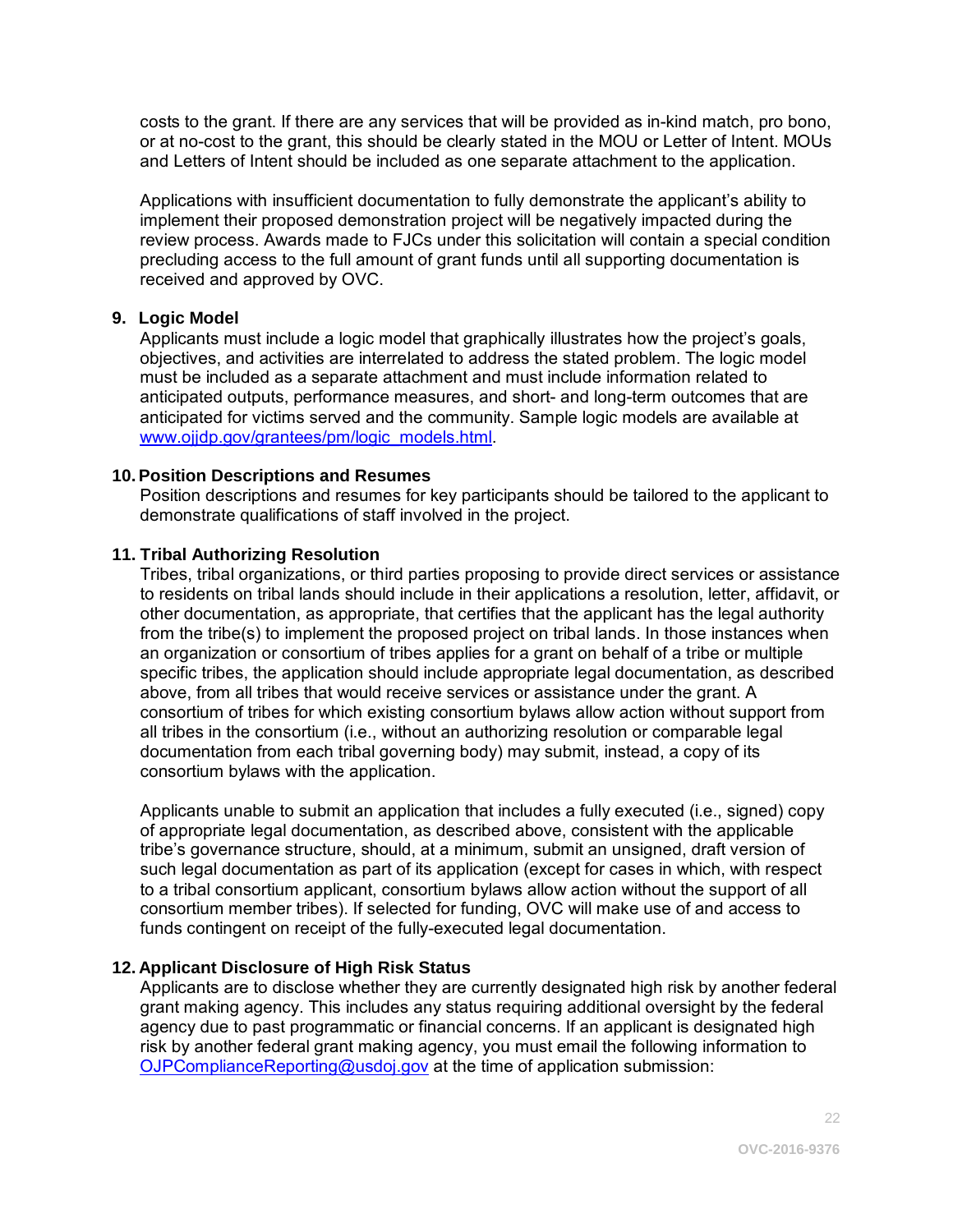costs to the grant. If there are any services that will be provided as in-kind match, pro bono, or at no-cost to the grant, this should be clearly stated in the MOU or Letter of Intent. MOUs and Letters of Intent should be included as one separate attachment to the application.

Applications with insufficient documentation to fully demonstrate the applicant's ability to implement their proposed demonstration project will be negatively impacted during the review process. Awards made to FJCs under this solicitation will contain a special condition precluding access to the full amount of grant funds until all supporting documentation is received and approved by OVC.

**9. Logic Model**

Applicants must include a logic model that graphically illustrates how the project's goals, objectives, and activities are interrelated to address the stated problem. The logic model must be included as a separate attachment and must include information related to anticipated outputs, performance measures, and short- and long-term outcomes that are anticipated for victims served and the community. Sample logic models are available at www.ojjdp.gov/grantees/pm/logic_models.html.

**10. Position Descriptions and Resumes**

Position descriptions and resumes for key participants should be tailored to the applicant to demonstrate qualifications of staff involved in the project.

**11. Tribal Authorizing Resolution**

Tribes, tribal organizations, or third parties proposing to provide direct services or assistance to residents on tribal lands should include in their applications a resolution, letter, affidavit, or other documentation, as appropriate, that certifies that the applicant has the legal authority from the tribe(s) to implement the proposed project on tribal lands. In those instances when an organization or consortium of tribes applies for a grant on behalf of a tribe or multiple specific tribes, the application should include appropriate legal documentation, as described above, from all tribes that would receive services or assistance under the grant. A consortium of tribes for which existing consortium bylaws allow action without support from all tribes in the consortium (i.e., without an authorizing resolution or comparable legal documentation from each tribal governing body) may submit, instead, a copy of its consortium bylaws with the application.

Applicants unable to submit an application that includes a fully executed (i.e., signed) copy of appropriate legal documentation, as described above, consistent with the applicable tribe's governance structure, should, at a minimum, submit an unsigned, draft version of such legal documentation as part of its application (except for cases in which, with respect to a tribal consortium applicant, consortium bylaws allow action without the support of all consortium member tribes). If selected for funding, OVC will make use of and access to funds contingent on receipt of the fully-executed legal documentation.

**12. Applicant Disclosure of High Risk Status**

Applicants are to disclose whether they are currently designated high risk by another federal grant making agency. This includes any status requiring additional oversight by the federal agency due to past programmatic or financial concerns. If an applicant is designated high risk by another federal grant making agency, you must email the following information to OJPComplianceReporting@usdoj.gov at the time of application submission: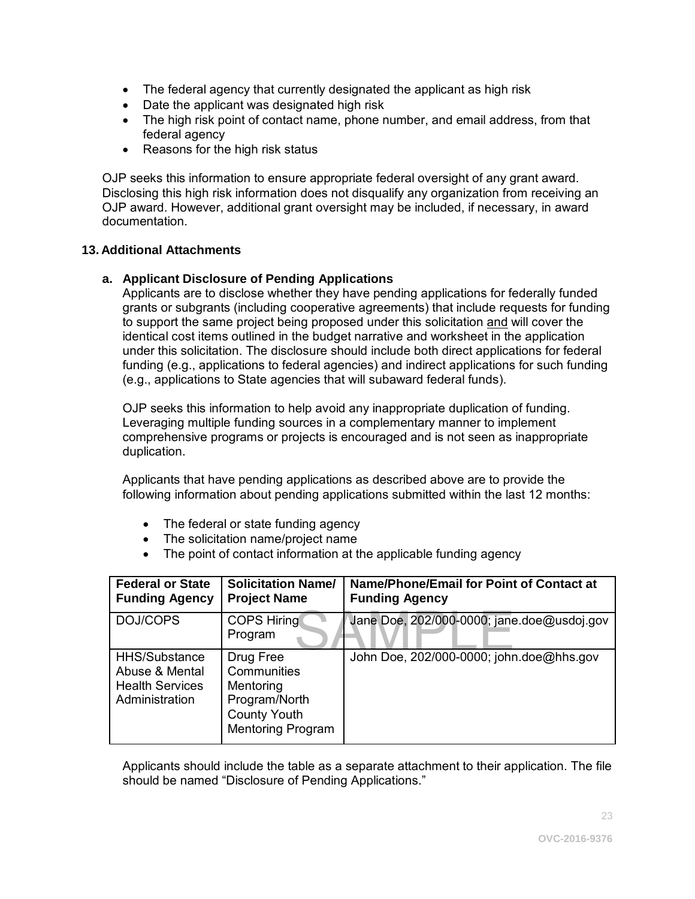- The federal agency that currently designated the applicant as high risk
- Date the applicant was designated high risk
- The high risk point of contact name, phone number, and email address, from that federal agency
- Reasons for the high risk status

OJP seeks this information to ensure appropriate federal oversight of any grant award. Disclosing this high risk information does not disqualify any organization from receiving an OJP award. However, additional grant oversight may be included, if necessary, in award documentation.

## 13. Additional Attachments

### a. Applicant Disclosure of Pending Applications

Applicants are to disclose whether they have pending applications for federally funded grants or subgrants (including cooperative agreements) that include requests for funding to support the same project being proposed under this solicitation and will cover the identical cost items outlined in the budget narrative and worksheet in the application under this solicitation. The disclosure should include both direct applications for federal funding (e.g., applications to federal agencies) and indirect applications for such funding (e.g., applications to State agencies that will subaward federal funds).

OJP seeks this information to help avoid any inappropriate duplication of funding. Leveraging multiple funding sources in a complementary manner to implement comprehensive programs or projects is encouraged and is not seen as inappropriate duplication.

Applicants that have pending applications as described above are to provide the following information about pending applications submitted within the last 12 months:

- The federal or state funding agency
- The solicitation name/project name
- The point of contact information at the applicable funding agency

| Federal or State Funding Agency | Solicitation Name/ Project Name | Name/Phone/Email for Point of Contact at Funding Agency |
|---|---|---|
| DOJ/COPS | COPS Hiring Program | Jane Doe, 202/000-0000; jane.doe@usdoj.gov |
| HHS/Substance Abuse & Mental Health Services Administration | Drug Free Communities Mentoring Program/North County Youth Mentoring Program | John Doe, 202/000-0000; john.doe@hhs.gov |

Applicants should include the table as a separate attachment to their application. The file should be named "Disclosure of Pending Applications."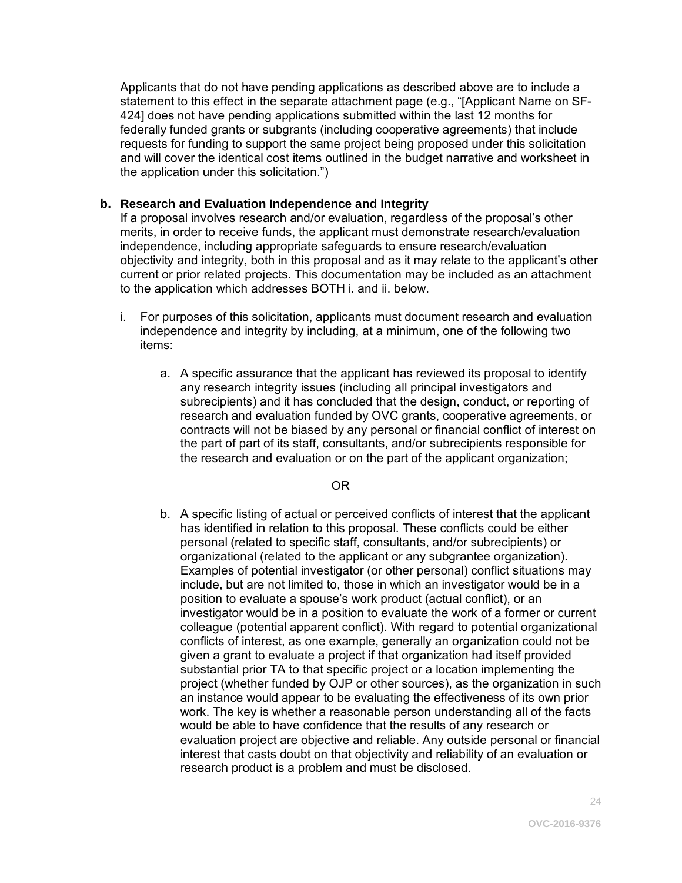Applicants that do not have pending applications as described above are to include a statement to this effect in the separate attachment page (e.g., "[Applicant Name on SF-424] does not have pending applications submitted within the last 12 months for federally funded grants or subgrants (including cooperative agreements) that include requests for funding to support the same project being proposed under this solicitation and will cover the identical cost items outlined in the budget narrative and worksheet in the application under this solicitation.")

**b. Research and Evaluation Independence and Integrity**

If a proposal involves research and/or evaluation, regardless of the proposal's other merits, in order to receive funds, the applicant must demonstrate research/evaluation independence, including appropriate safeguards to ensure research/evaluation objectivity and integrity, both in this proposal and as it may relate to the applicant's other current or prior related projects. This documentation may be included as an attachment to the application which addresses BOTH i. and ii. below.

i. For purposes of this solicitation, applicants must document research and evaluation independence and integrity by including, at a minimum, one of the following two items:

   a. A specific assurance that the applicant has reviewed its proposal to identify any research integrity issues (including all principal investigators and subrecipients) and it has concluded that the design, conduct, or reporting of research and evaluation funded by OVC grants, cooperative agreements, or contracts will not be biased by any personal or financial conflict of interest on the part of part of its staff, consultants, and/or subrecipients responsible for the research and evaluation or on the part of the applicant organization;

   OR

   b. A specific listing of actual or perceived conflicts of interest that the applicant has identified in relation to this proposal. These conflicts could be either personal (related to specific staff, consultants, and/or subrecipients) or organizational (related to the applicant or any subgrantee organization). Examples of potential investigator (or other personal) conflict situations may include, but are not limited to, those in which an investigator would be in a position to evaluate a spouse's work product (actual conflict), or an investigator would be in a position to evaluate the work of a former or current colleague (potential apparent conflict). With regard to potential organizational conflicts of interest, as one example, generally an organization could not be given a grant to evaluate a project if that organization had itself provided substantial prior TA to that specific project or a location implementing the project (whether funded by OJP or other sources), as the organization in such an instance would appear to be evaluating the effectiveness of its own prior work. The key is whether a reasonable person understanding all of the facts would be able to have confidence that the results of any research or evaluation project are objective and reliable. Any outside personal or financial interest that casts doubt on that objectivity and reliability of an evaluation or research product is a problem and must be disclosed.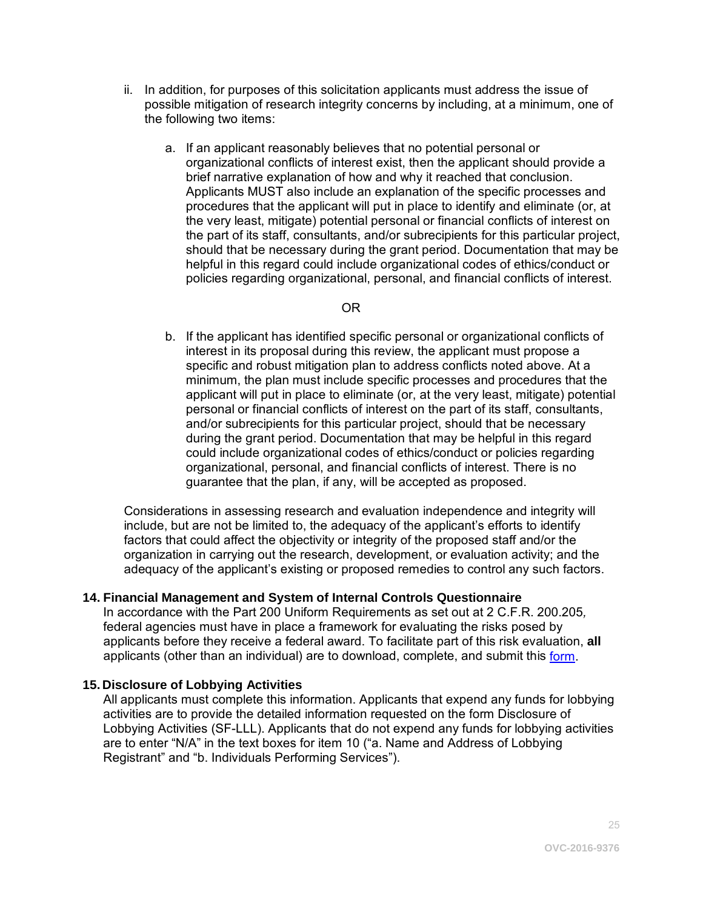ii. In addition, for purposes of this solicitation applicants must address the issue of possible mitigation of research integrity concerns by including, at a minimum, one of the following two items:

   a. If an applicant reasonably believes that no potential personal or organizational conflicts of interest exist, then the applicant should provide a brief narrative explanation of how and why it reached that conclusion. Applicants MUST also include an explanation of the specific processes and procedures that the applicant will put in place to identify and eliminate (or, at the very least, mitigate) potential personal or financial conflicts of interest on the part of its staff, consultants, and/or subrecipients for this particular project, should that be necessary during the grant period. Documentation that may be helpful in this regard could include organizational codes of ethics/conduct or policies regarding organizational, personal, and financial conflicts of interest.

   OR

   b. If the applicant has identified specific personal or organizational conflicts of interest in its proposal during this review, the applicant must propose a specific and robust mitigation plan to address conflicts noted above. At a minimum, the plan must include specific processes and procedures that the applicant will put in place to eliminate (or, at the very least, mitigate) potential personal or financial conflicts of interest on the part of its staff, consultants, and/or subrecipients for this particular project, should that be necessary during the grant period. Documentation that may be helpful in this regard could include organizational codes of ethics/conduct or policies regarding organizational, personal, and financial conflicts of interest. There is no guarantee that the plan, if any, will be accepted as proposed.

Considerations in assessing research and evaluation independence and integrity will include, but are not be limited to, the adequacy of the applicant's efforts to identify factors that could affect the objectivity or integrity of the proposed staff and/or the organization in carrying out the research, development, or evaluation activity; and the adequacy of the applicant's existing or proposed remedies to control any such factors.

**14. Financial Management and System of Internal Controls Questionnaire**

In accordance with the Part 200 Uniform Requirements as set out at 2 C.F.R. 200.205*,* federal agencies must have in place a framework for evaluating the risks posed by applicants before they receive a federal award. To facilitate part of this risk evaluation, **all** applicants (other than an individual) are to download, complete, and submit this form.

**15. Disclosure of Lobbying Activities**

All applicants must complete this information. Applicants that expend any funds for lobbying activities are to provide the detailed information requested on the form Disclosure of Lobbying Activities (SF-LLL). Applicants that do not expend any funds for lobbying activities are to enter "N/A" in the text boxes for item 10 ("a. Name and Address of Lobbying Registrant" and "b. Individuals Performing Services").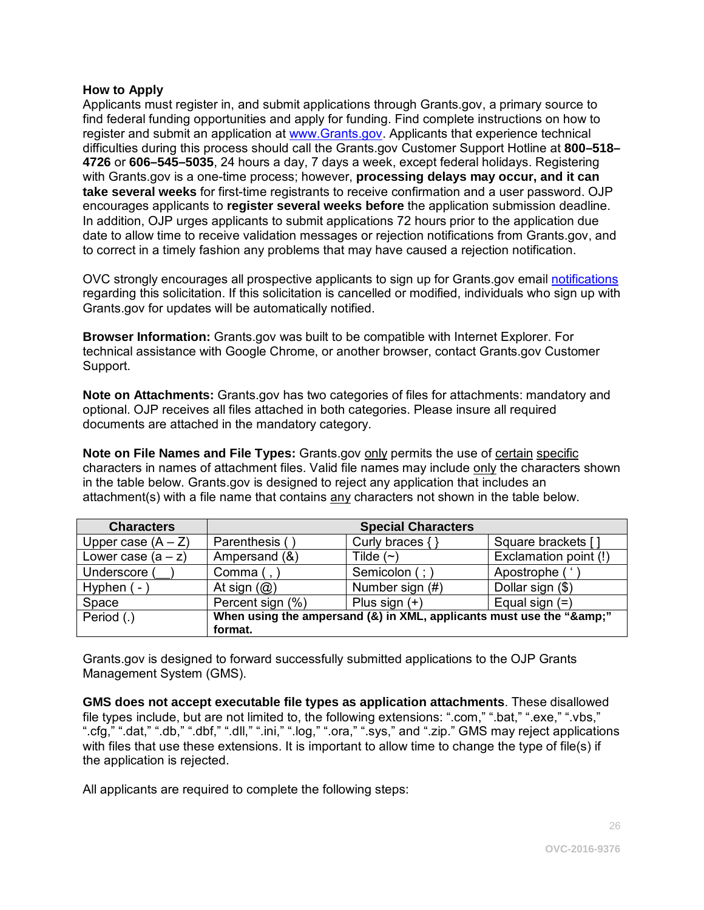**How to Apply**
Applicants must register in, and submit applications through Grants.gov, a primary source to find federal funding opportunities and apply for funding. Find complete instructions on how to register and submit an application at www.Grants.gov. Applicants that experience technical difficulties during this process should call the Grants.gov Customer Support Hotline at **800–518–4726** or **606–545–5035**, 24 hours a day, 7 days a week, except federal holidays. Registering with Grants.gov is a one-time process; however, **processing delays may occur, and it can take several weeks** for first-time registrants to receive confirmation and a user password. OJP encourages applicants to **register several weeks before** the application submission deadline. In addition, OJP urges applicants to submit applications 72 hours prior to the application due date to allow time to receive validation messages or rejection notifications from Grants.gov, and to correct in a timely fashion any problems that may have caused a rejection notification.

OVC strongly encourages all prospective applicants to sign up for Grants.gov email notifications regarding this solicitation. If this solicitation is cancelled or modified, individuals who sign up with Grants.gov for updates will be automatically notified.

**Browser Information:** Grants.gov was built to be compatible with Internet Explorer. For technical assistance with Google Chrome, or another browser, contact Grants.gov Customer Support.

**Note on Attachments:** Grants.gov has two categories of files for attachments: mandatory and optional. OJP receives all files attached in both categories. Please insure all required documents are attached in the mandatory category.

**Note on File Names and File Types:** Grants.gov only permits the use of certain specific characters in names of attachment files. Valid file names may include only the characters shown in the table below. Grants.gov is designed to reject any application that includes an attachment(s) with a file name that contains any characters not shown in the table below.

| Characters | Special Characters | | |
|---|---|---|---|
| Upper case (A – Z) | Parenthesis ( ) | Curly braces { } | Square brackets [ ] |
| Lower case (a – z) | Ampersand (&) | Tilde (~) | Exclamation point (!) |
| Underscore ( __ ) | Comma ( , ) | Semicolon ( ; ) | Apostrophe ( ' ) |
| Hyphen ( - ) | At sign (@) | Number sign (#) | Dollar sign ($) |
| Space | Percent sign (%) | Plus sign (+) | Equal sign (=) |
| Period (.) | **When using the ampersand (&) in XML, applicants must use the "&amp;" format.** | | |

Grants.gov is designed to forward successfully submitted applications to the OJP Grants Management System (GMS).

**GMS does not accept executable file types as application attachments**. These disallowed file types include, but are not limited to, the following extensions: ".com," ".bat," ".exe," ".vbs," ".cfg," ".dat," ".db," ".dbf," ".dll," ".ini," ".log," ".ora," ".sys," and ".zip." GMS may reject applications with files that use these extensions. It is important to allow time to change the type of file(s) if the application is rejected.

All applicants are required to complete the following steps: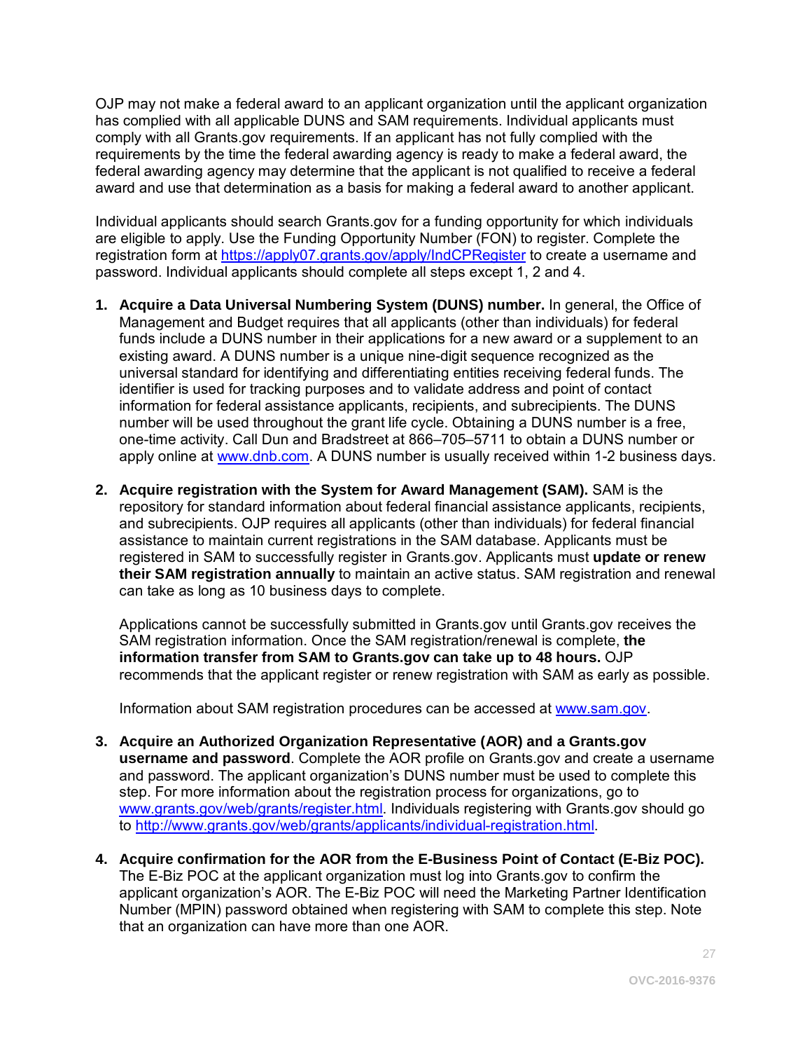OJP may not make a federal award to an applicant organization until the applicant organization has complied with all applicable DUNS and SAM requirements. Individual applicants must comply with all Grants.gov requirements. If an applicant has not fully complied with the requirements by the time the federal awarding agency is ready to make a federal award, the federal awarding agency may determine that the applicant is not qualified to receive a federal award and use that determination as a basis for making a federal award to another applicant.

Individual applicants should search Grants.gov for a funding opportunity for which individuals are eligible to apply. Use the Funding Opportunity Number (FON) to register. Complete the registration form at [https://apply07.grants.gov/apply/IndCPRegister](https://apply07.grants.gov/apply/IndCPRegister) to create a username and password. Individual applicants should complete all steps except 1, 2 and 4.

1. **Acquire a Data Universal Numbering System (DUNS) number.** In general, the Office of Management and Budget requires that all applicants (other than individuals) for federal funds include a DUNS number in their applications for a new award or a supplement to an existing award. A DUNS number is a unique nine-digit sequence recognized as the universal standard for identifying and differentiating entities receiving federal funds. The identifier is used for tracking purposes and to validate address and point of contact information for federal assistance applicants, recipients, and subrecipients. The DUNS number will be used throughout the grant life cycle. Obtaining a DUNS number is a free, one-time activity. Call Dun and Bradstreet at 866–705–5711 to obtain a DUNS number or apply online at [www.dnb.com](http://www.dnb.com). A DUNS number is usually received within 1-2 business days.

2. **Acquire registration with the System for Award Management (SAM).** SAM is the repository for standard information about federal financial assistance applicants, recipients, and subrecipients. OJP requires all applicants (other than individuals) for federal financial assistance to maintain current registrations in the SAM database. Applicants must be registered in SAM to successfully register in Grants.gov. Applicants must **update or renew their SAM registration annually** to maintain an active status. SAM registration and renewal can take as long as 10 business days to complete.

   Applications cannot be successfully submitted in Grants.gov until Grants.gov receives the SAM registration information. Once the SAM registration/renewal is complete, **the information transfer from SAM to Grants.gov can take up to 48 hours.** OJP recommends that the applicant register or renew registration with SAM as early as possible.

   Information about SAM registration procedures can be accessed at [www.sam.gov](http://www.sam.gov).

3. **Acquire an Authorized Organization Representative (AOR) and a Grants.gov username and password**. Complete the AOR profile on Grants.gov and create a username and password. The applicant organization's DUNS number must be used to complete this step. For more information about the registration process for organizations, go to [www.grants.gov/web/grants/register.html](http://www.grants.gov/web/grants/register.html). Individuals registering with Grants.gov should go to [http://www.grants.gov/web/grants/applicants/individual-registration.html](http://www.grants.gov/web/grants/applicants/individual-registration.html).

4. **Acquire confirmation for the AOR from the E-Business Point of Contact (E-Biz POC).** The E-Biz POC at the applicant organization must log into Grants.gov to confirm the applicant organization's AOR. The E-Biz POC will need the Marketing Partner Identification Number (MPIN) password obtained when registering with SAM to complete this step. Note that an organization can have more than one AOR.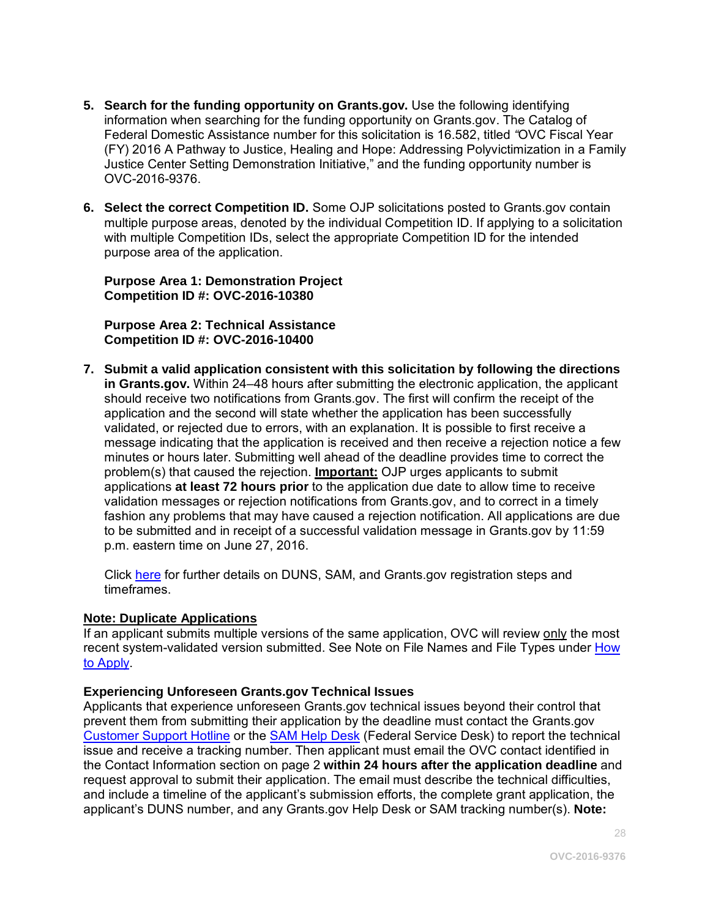5. **Search for the funding opportunity on Grants.gov.** Use the following identifying information when searching for the funding opportunity on Grants.gov. The Catalog of Federal Domestic Assistance number for this solicitation is 16.582, titled *"*OVC Fiscal Year (FY) 2016 A Pathway to Justice, Healing and Hope: Addressing Polyvictimization in a Family Justice Center Setting Demonstration Initiative," and the funding opportunity number is OVC-2016-9376.

6. **Select the correct Competition ID.** Some OJP solicitations posted to Grants.gov contain multiple purpose areas, denoted by the individual Competition ID. If applying to a solicitation with multiple Competition IDs, select the appropriate Competition ID for the intended purpose area of the application.

   **Purpose Area 1: Demonstration Project**
   **Competition ID #: OVC-2016-10380**

   **Purpose Area 2: Technical Assistance**
   **Competition ID #: OVC-2016-10400**

7. **Submit a valid application consistent with this solicitation by following the directions in Grants.gov.** Within 24–48 hours after submitting the electronic application, the applicant should receive two notifications from Grants.gov. The first will confirm the receipt of the application and the second will state whether the application has been successfully validated, or rejected due to errors, with an explanation. It is possible to first receive a message indicating that the application is received and then receive a rejection notice a few minutes or hours later. Submitting well ahead of the deadline provides time to correct the problem(s) that caused the rejection. **Important:** OJP urges applicants to submit applications **at least 72 hours prior** to the application due date to allow time to receive validation messages or rejection notifications from Grants.gov, and to correct in a timely fashion any problems that may have caused a rejection notification. All applications are due to be submitted and in receipt of a successful validation message in Grants.gov by 11:59 p.m. eastern time on June 27, 2016.

   Click here for further details on DUNS, SAM, and Grants.gov registration steps and timeframes.

**Note: Duplicate Applications**
If an applicant submits multiple versions of the same application, OVC will review only the most recent system-validated version submitted. See Note on File Names and File Types under How to Apply.

**Experiencing Unforeseen Grants.gov Technical Issues**
Applicants that experience unforeseen Grants.gov technical issues beyond their control that prevent them from submitting their application by the deadline must contact the Grants.gov Customer Support Hotline or the SAM Help Desk (Federal Service Desk) to report the technical issue and receive a tracking number. Then applicant must email the OVC contact identified in the Contact Information section on page 2 **within 24 hours after the application deadline** and request approval to submit their application. The email must describe the technical difficulties, and include a timeline of the applicant's submission efforts, the complete grant application, the applicant's DUNS number, and any Grants.gov Help Desk or SAM tracking number(s). **Note:**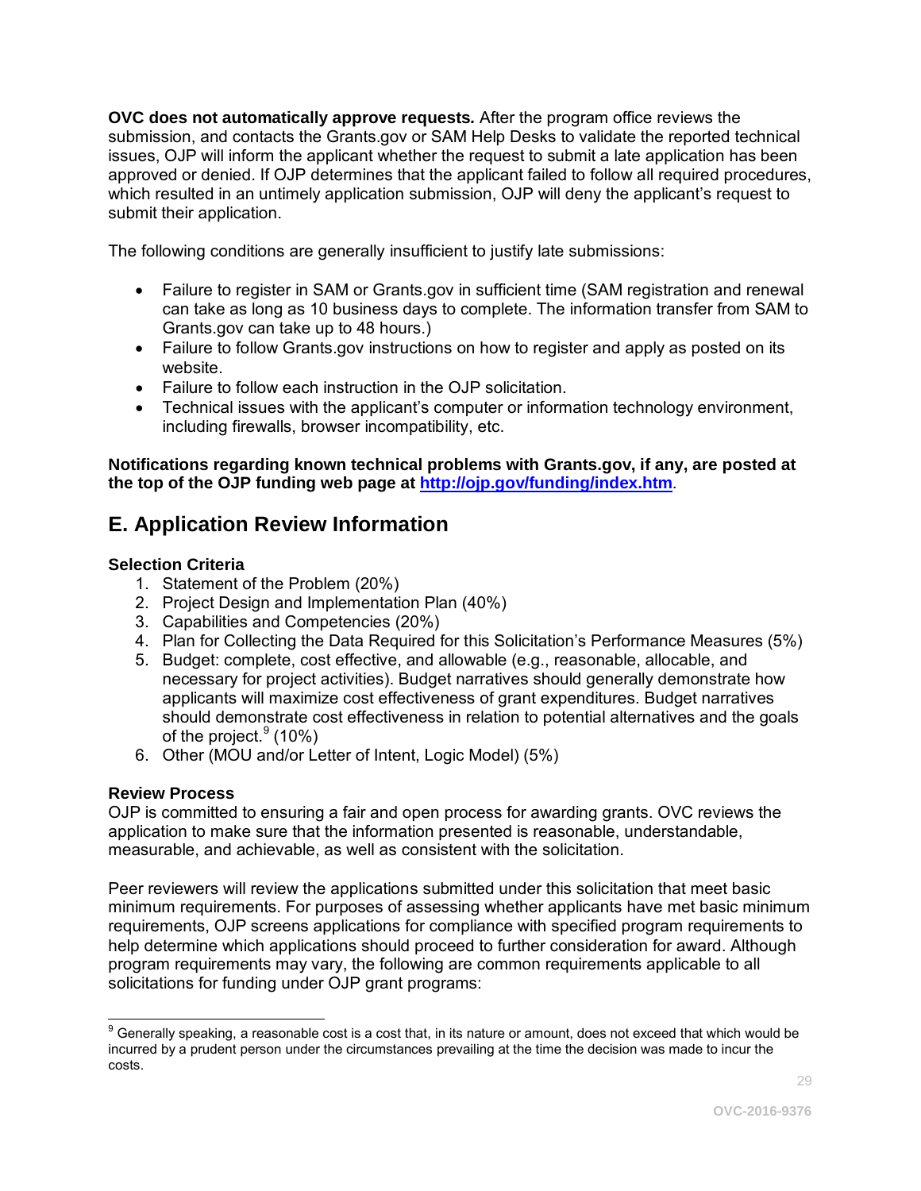**OVC does not automatically approve requests.** After the program office reviews the submission, and contacts the Grants.gov or SAM Help Desks to validate the reported technical issues, OJP will inform the applicant whether the request to submit a late application has been approved or denied. If OJP determines that the applicant failed to follow all required procedures, which resulted in an untimely application submission, OJP will deny the applicant's request to submit their application.

The following conditions are generally insufficient to justify late submissions:

- Failure to register in SAM or Grants.gov in sufficient time (SAM registration and renewal can take as long as 10 business days to complete. The information transfer from SAM to Grants.gov can take up to 48 hours.)
- Failure to follow Grants.gov instructions on how to register and apply as posted on its website.
- Failure to follow each instruction in the OJP solicitation.
- Technical issues with the applicant's computer or information technology environment, including firewalls, browser incompatibility, etc.

**Notifications regarding known technical problems with Grants.gov, if any, are posted at the top of the OJP funding web page at [http://ojp.gov/funding/index.htm](http://ojp.gov/funding/index.htm).**

## E. Application Review Information

### Selection Criteria

1. Statement of the Problem (20%)
2. Project Design and Implementation Plan (40%)
3. Capabilities and Competencies (20%)
4. Plan for Collecting the Data Required for this Solicitation's Performance Measures (5%)
5. Budget: complete, cost effective, and allowable (e.g., reasonable, allocable, and necessary for project activities). Budget narratives should generally demonstrate how applicants will maximize cost effectiveness of grant expenditures. Budget narratives should demonstrate cost effectiveness in relation to potential alternatives and the goals of the project.[9] (10%)
6. Other (MOU and/or Letter of Intent, Logic Model) (5%)

### Review Process

OJP is committed to ensuring a fair and open process for awarding grants. OVC reviews the application to make sure that the information presented is reasonable, understandable, measurable, and achievable, as well as consistent with the solicitation.

Peer reviewers will review the applications submitted under this solicitation that meet basic minimum requirements. For purposes of assessing whether applicants have met basic minimum requirements, OJP screens applications for compliance with specified program requirements to help determine which applications should proceed to further consideration for award. Although program requirements may vary, the following are common requirements applicable to all solicitations for funding under OJP grant programs:

---

[9] Generally speaking, a reasonable cost is a cost that, in its nature or amount, does not exceed that which would be incurred by a prudent person under the circumstances prevailing at the time the decision was made to incur the costs.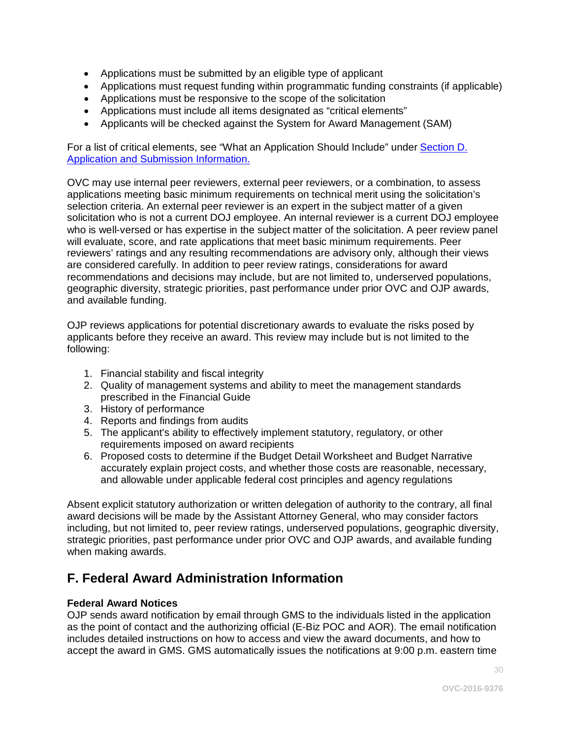- Applications must be submitted by an eligible type of applicant
- Applications must request funding within programmatic funding constraints (if applicable)
- Applications must be responsive to the scope of the solicitation
- Applications must include all items designated as "critical elements"
- Applicants will be checked against the System for Award Management (SAM)

For a list of critical elements, see "What an Application Should Include" under [Section D. Application and Submission Information.]()

OVC may use internal peer reviewers, external peer reviewers, or a combination, to assess applications meeting basic minimum requirements on technical merit using the solicitation's selection criteria. An external peer reviewer is an expert in the subject matter of a given solicitation who is not a current DOJ employee. An internal reviewer is a current DOJ employee who is well-versed or has expertise in the subject matter of the solicitation. A peer review panel will evaluate, score, and rate applications that meet basic minimum requirements. Peer reviewers' ratings and any resulting recommendations are advisory only, although their views are considered carefully. In addition to peer review ratings, considerations for award recommendations and decisions may include, but are not limited to, underserved populations, geographic diversity, strategic priorities, past performance under prior OVC and OJP awards, and available funding.

OJP reviews applications for potential discretionary awards to evaluate the risks posed by applicants before they receive an award. This review may include but is not limited to the following:

1. Financial stability and fiscal integrity
2. Quality of management systems and ability to meet the management standards prescribed in the Financial Guide
3. History of performance
4. Reports and findings from audits
5. The applicant's ability to effectively implement statutory, regulatory, or other requirements imposed on award recipients
6. Proposed costs to determine if the Budget Detail Worksheet and Budget Narrative accurately explain project costs, and whether those costs are reasonable, necessary, and allowable under applicable federal cost principles and agency regulations

Absent explicit statutory authorization or written delegation of authority to the contrary, all final award decisions will be made by the Assistant Attorney General, who may consider factors including, but not limited to, peer review ratings, underserved populations, geographic diversity, strategic priorities, past performance under prior OVC and OJP awards, and available funding when making awards.

## F. Federal Award Administration Information

**Federal Award Notices**

OJP sends award notification by email through GMS to the individuals listed in the application as the point of contact and the authorizing official (E-Biz POC and AOR). The email notification includes detailed instructions on how to access and view the award documents, and how to accept the award in GMS. GMS automatically issues the notifications at 9:00 p.m. eastern time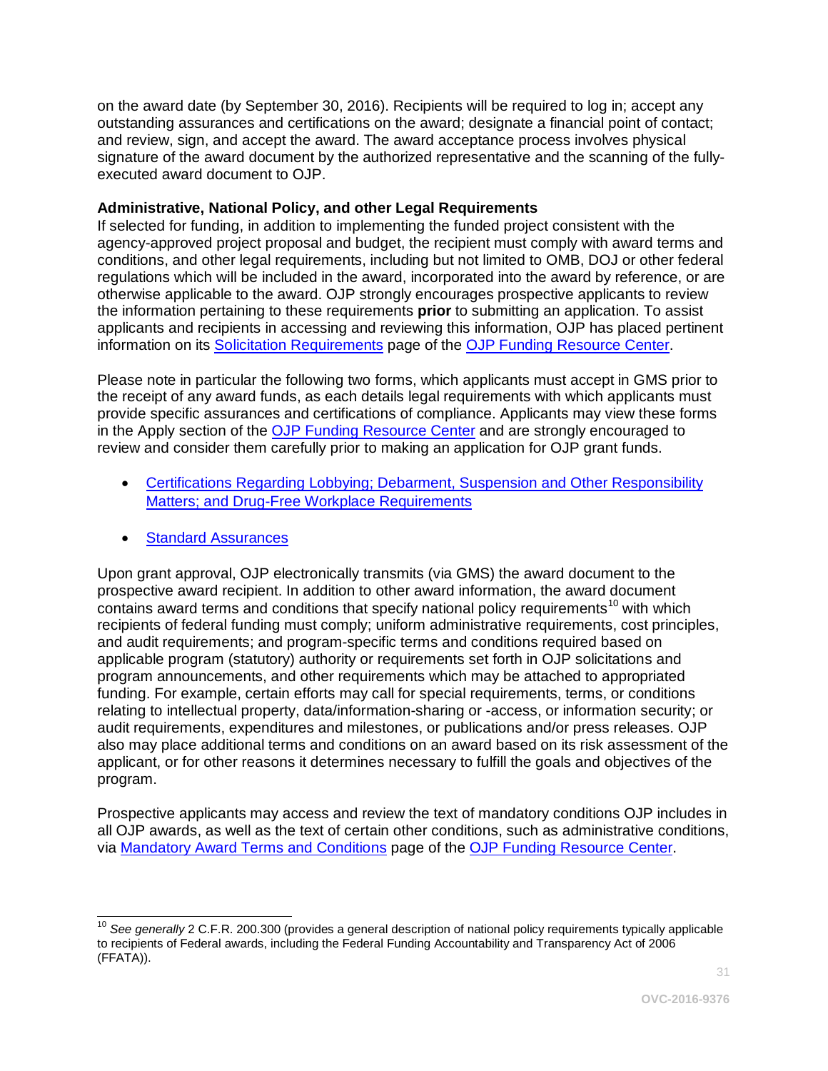on the award date (by September 30, 2016). Recipients will be required to log in; accept any outstanding assurances and certifications on the award; designate a financial point of contact; and review, sign, and accept the award. The award acceptance process involves physical signature of the award document by the authorized representative and the scanning of the fully-executed award document to OJP.

**Administrative, National Policy, and other Legal Requirements**
If selected for funding, in addition to implementing the funded project consistent with the agency-approved project proposal and budget, the recipient must comply with award terms and conditions, and other legal requirements, including but not limited to OMB, DOJ or other federal regulations which will be included in the award, incorporated into the award by reference, or are otherwise applicable to the award. OJP strongly encourages prospective applicants to review the information pertaining to these requirements **prior** to submitting an application. To assist applicants and recipients in accessing and reviewing this information, OJP has placed pertinent information on its Solicitation Requirements page of the OJP Funding Resource Center.

Please note in particular the following two forms, which applicants must accept in GMS prior to the receipt of any award funds, as each details legal requirements with which applicants must provide specific assurances and certifications of compliance. Applicants may view these forms in the Apply section of the OJP Funding Resource Center and are strongly encouraged to review and consider them carefully prior to making an application for OJP grant funds.

- Certifications Regarding Lobbying; Debarment, Suspension and Other Responsibility Matters; and Drug-Free Workplace Requirements
- Standard Assurances

Upon grant approval, OJP electronically transmits (via GMS) the award document to the prospective award recipient. In addition to other award information, the award document contains award terms and conditions that specify national policy requirements[10] with which recipients of federal funding must comply; uniform administrative requirements, cost principles, and audit requirements; and program-specific terms and conditions required based on applicable program (statutory) authority or requirements set forth in OJP solicitations and program announcements, and other requirements which may be attached to appropriated funding. For example, certain efforts may call for special requirements, terms, or conditions relating to intellectual property, data/information-sharing or -access, or information security; or audit requirements, expenditures and milestones, or publications and/or press releases. OJP also may place additional terms and conditions on an award based on its risk assessment of the applicant, or for other reasons it determines necessary to fulfill the goals and objectives of the program.

Prospective applicants may access and review the text of mandatory conditions OJP includes in all OJP awards, as well as the text of certain other conditions, such as administrative conditions, via Mandatory Award Terms and Conditions page of the OJP Funding Resource Center.

---

[10] *See generally* 2 C.F.R. 200.300 (provides a general description of national policy requirements typically applicable to recipients of Federal awards, including the Federal Funding Accountability and Transparency Act of 2006 (FFATA)).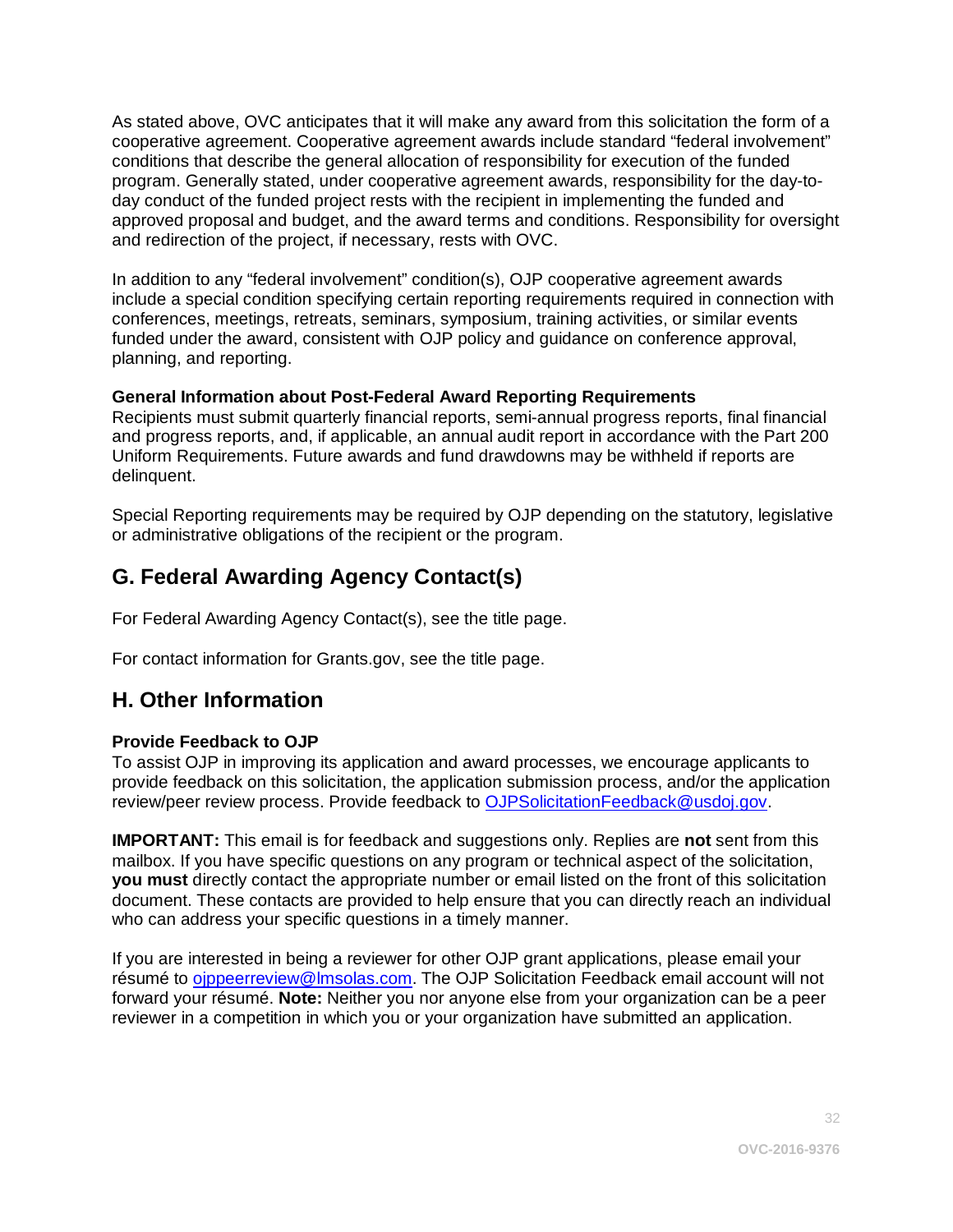As stated above, OVC anticipates that it will make any award from this solicitation the form of a cooperative agreement. Cooperative agreement awards include standard "federal involvement" conditions that describe the general allocation of responsibility for execution of the funded program. Generally stated, under cooperative agreement awards, responsibility for the day-to-day conduct of the funded project rests with the recipient in implementing the funded and approved proposal and budget, and the award terms and conditions. Responsibility for oversight and redirection of the project, if necessary, rests with OVC.

In addition to any "federal involvement" condition(s), OJP cooperative agreement awards include a special condition specifying certain reporting requirements required in connection with conferences, meetings, retreats, seminars, symposium, training activities, or similar events funded under the award, consistent with OJP policy and guidance on conference approval, planning, and reporting.

**General Information about Post-Federal Award Reporting Requirements**
Recipients must submit quarterly financial reports, semi-annual progress reports, final financial and progress reports, and, if applicable, an annual audit report in accordance with the Part 200 Uniform Requirements. Future awards and fund drawdowns may be withheld if reports are delinquent.

Special Reporting requirements may be required by OJP depending on the statutory, legislative or administrative obligations of the recipient or the program.

## G. Federal Awarding Agency Contact(s)

For Federal Awarding Agency Contact(s), see the title page.

For contact information for Grants.gov, see the title page.

## H. Other Information

**Provide Feedback to OJP**
To assist OJP in improving its application and award processes, we encourage applicants to provide feedback on this solicitation, the application submission process, and/or the application review/peer review process. Provide feedback to OJPSolicitationFeedback@usdoj.gov.

**IMPORTANT:** This email is for feedback and suggestions only. Replies are **not** sent from this mailbox. If you have specific questions on any program or technical aspect of the solicitation, **you must** directly contact the appropriate number or email listed on the front of this solicitation document. These contacts are provided to help ensure that you can directly reach an individual who can address your specific questions in a timely manner.

If you are interested in being a reviewer for other OJP grant applications, please email your résumé to ojppeerreview@lmsolas.com. The OJP Solicitation Feedback email account will not forward your résumé. **Note:** Neither you nor anyone else from your organization can be a peer reviewer in a competition in which you or your organization have submitted an application.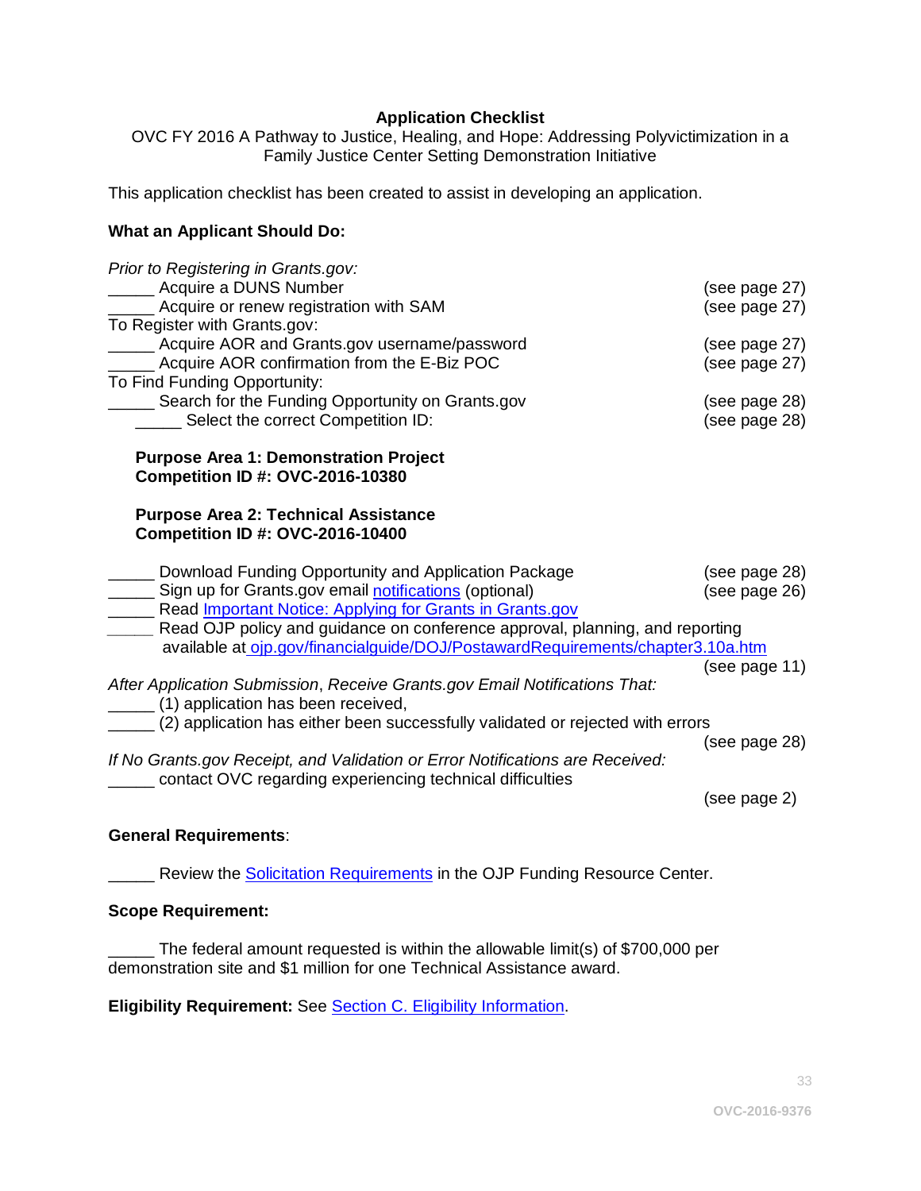**Application Checklist**

OVC FY 2016 A Pathway to Justice, Healing, and Hope: Addressing Polyvictimization in a Family Justice Center Setting Demonstration Initiative

This application checklist has been created to assist in developing an application.

**What an Applicant Should Do:**

*Prior to Registering in Grants.gov:*

_____ Acquire a DUNS Number (see page 27)

_____ Acquire or renew registration with SAM (see page 27)

To Register with Grants.gov:

_____ Acquire AOR and Grants.gov username/password (see page 27)

_____ Acquire AOR confirmation from the E-Biz POC (see page 27)

To Find Funding Opportunity:

_____ Search for the Funding Opportunity on Grants.gov (see page 28)

_____ Select the correct Competition ID: (see page 28)

**Purpose Area 1: Demonstration Project**
**Competition ID #: OVC-2016-10380**

**Purpose Area 2: Technical Assistance**
**Competition ID #: OVC-2016-10400**

_____ Download Funding Opportunity and Application Package (see page 28)

_____ Sign up for Grants.gov email notifications (optional) (see page 26)

_____ Read Important Notice: Applying for Grants in Grants.gov

_____ Read OJP policy and guidance on conference approval, planning, and reporting available at ojp.gov/financialguide/DOJ/PostawardRequirements/chapter3.10a.htm (see page 11)

*After Application Submission, Receive Grants.gov Email Notifications That:*

_____ (1) application has been received,

_____ (2) application has either been successfully validated or rejected with errors (see page 28)

*If No Grants.gov Receipt, and Validation or Error Notifications are Received:*

_____ contact OVC regarding experiencing technical difficulties (see page 2)

**General Requirements**:

_____ Review the Solicitation Requirements in the OJP Funding Resource Center.

**Scope Requirement:**

_____ The federal amount requested is within the allowable limit(s) of $700,000 per demonstration site and $1 million for one Technical Assistance award.

**Eligibility Requirement:** See Section C. Eligibility Information.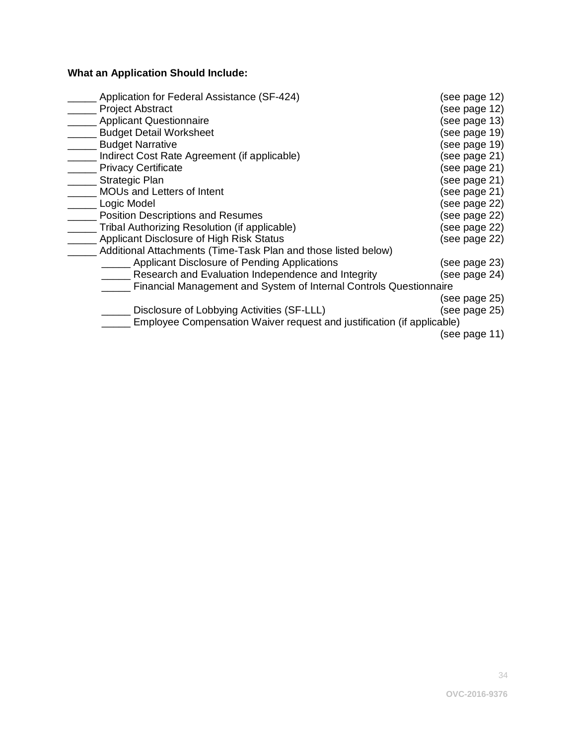**What an Application Should Include:**

_____ Application for Federal Assistance (SF-424) (see page 12)
_____ Project Abstract (see page 12)
_____ Applicant Questionnaire (see page 13)
_____ Budget Detail Worksheet (see page 19)
_____ Budget Narrative (see page 19)
_____ Indirect Cost Rate Agreement (if applicable) (see page 21)
_____ Privacy Certificate (see page 21)
_____ Strategic Plan (see page 21)
_____ MOUs and Letters of Intent (see page 21)
_____ Logic Model (see page 22)
_____ Position Descriptions and Resumes (see page 22)
_____ Tribal Authorizing Resolution (if applicable) (see page 22)
_____ Applicant Disclosure of High Risk Status (see page 22)
_____ Additional Attachments (Time-Task Plan and those listed below)
    _____ Applicant Disclosure of Pending Applications (see page 23)
    _____ Research and Evaluation Independence and Integrity (see page 24)
    _____ Financial Management and System of Internal Controls Questionnaire (see page 25)
    _____ Disclosure of Lobbying Activities (SF-LLL) (see page 25)
    _____ Employee Compensation Waiver request and justification (if applicable) (see page 11)